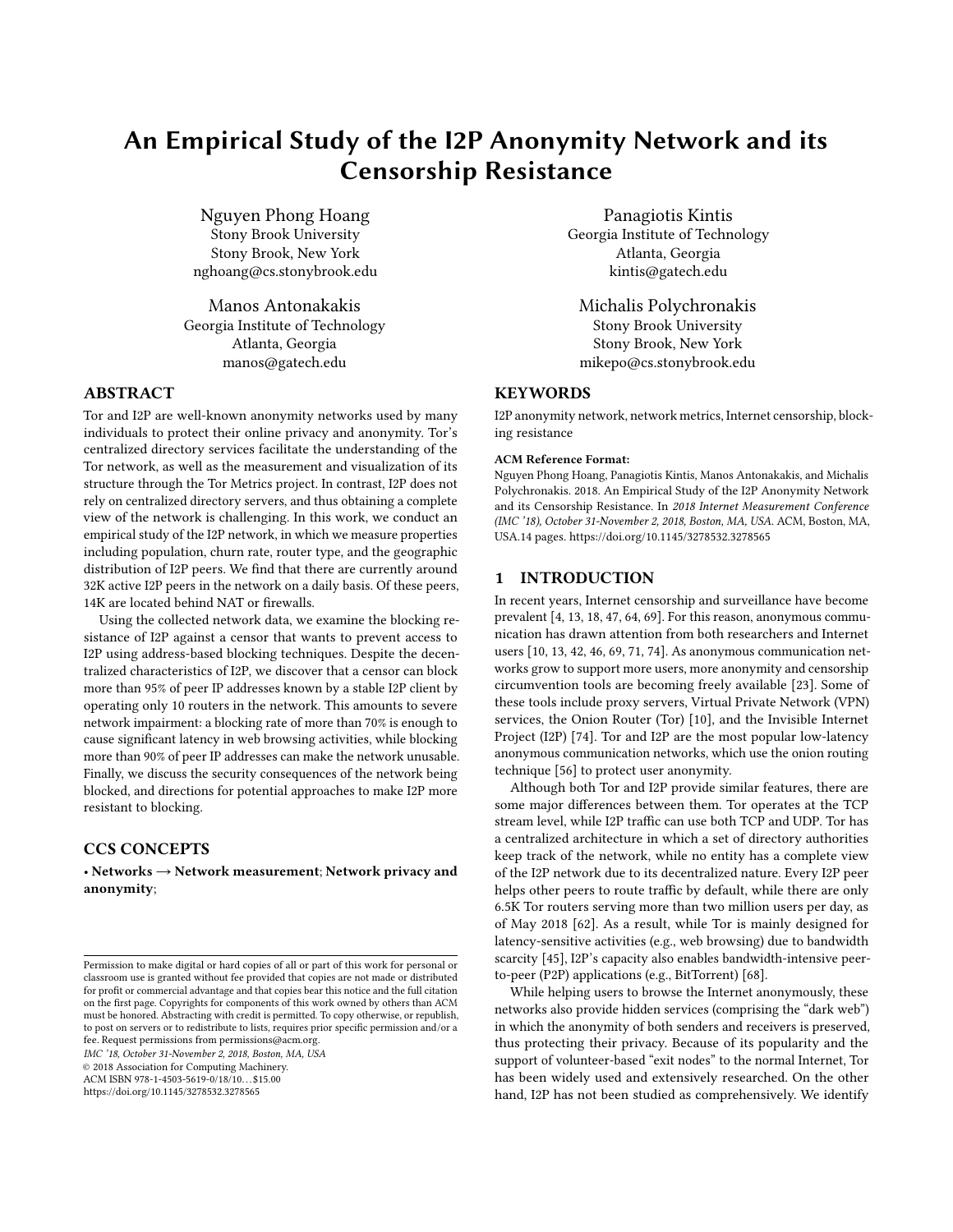# An Empirical Study of the I2P Anonymity Network and its Censorship Resistance

Nguyen Phong Hoang
Stony Brook University
Stony Brook, New York
nghoang@cs.stonybrook.edu

Panagiotis Kintis
Georgia Institute of Technology
Atlanta, Georgia
kintis@gatech.edu

Manos Antonakakis
Georgia Institute of Technology
Atlanta, Georgia
manos@gatech.edu

Michalis Polychronakis
Stony Brook University
Stony Brook, New York
mikepo@cs.stonybrook.edu

## ABSTRACT

Tor and I2P are well-known anonymity networks used by many individuals to protect their online privacy and anonymity. Tor's centralized directory services facilitate the understanding of the Tor network, as well as the measurement and visualization of its structure through the Tor Metrics project. In contrast, I2P does not rely on centralized directory servers, and thus obtaining a complete view of the network is challenging. In this work, we conduct an empirical study of the I2P network, in which we measure properties including population, churn rate, router type, and the geographic distribution of I2P peers. We find that there are currently around 32K active I2P peers in the network on a daily basis. Of these peers, 14K are located behind NAT or firewalls.

Using the collected network data, we examine the blocking resistance of I2P against a censor that wants to prevent access to I2P using address-based blocking techniques. Despite the decentralized characteristics of I2P, we discover that a censor can block more than 95% of peer IP addresses known by a stable I2P client by operating only 10 routers in the network. This amounts to severe network impairment: a blocking rate of more than 70% is enough to cause significant latency in web browsing activities, while blocking more than 90% of peer IP addresses can make the network unusable. Finally, we discuss the security consequences of the network being blocked, and directions for potential approaches to make I2P more resistant to blocking.

## CCS CONCEPTS

• **Networks → Network measurement**; **Network privacy and anonymity**;

## KEYWORDS

I2P anonymity network, network metrics, Internet censorship, blocking resistance

**ACM Reference Format:**
Nguyen Phong Hoang, Panagiotis Kintis, Manos Antonakakis, and Michalis Polychronakis. 2018. An Empirical Study of the I2P Anonymity Network and its Censorship Resistance. In *2018 Internet Measurement Conference (IMC '18), October 31-November 2, 2018, Boston, MA, USA.* ACM, Boston, MA, USA.14 pages. https://doi.org/10.1145/3278532.3278565

Permission to make digital or hard copies of all or part of this work for personal or classroom use is granted without fee provided that copies are not made or distributed for profit or commercial advantage and that copies bear this notice and the full citation on the first page. Copyrights for components of this work owned by others than ACM must be honored. Abstracting with credit is permitted. To copy otherwise, or republish, to post on servers or to redistribute to lists, requires prior specific permission and/or a fee. Request permissions from permissions@acm.org.
*IMC '18, October 31-November 2, 2018, Boston, MA, USA*
© 2018 Association for Computing Machinery.
ACM ISBN 978-1-4503-5619-0/18/10…$15.00
https://doi.org/10.1145/3278532.3278565

## 1 INTRODUCTION

In recent years, Internet censorship and surveillance have become prevalent [4, 13, 18, 47, 64, 69]. For this reason, anonymous communication has drawn attention from both researchers and Internet users [10, 13, 42, 46, 69, 71, 74]. As anonymous communication networks grow to support more users, more anonymity and censorship circumvention tools are becoming freely available [23]. Some of these tools include proxy servers, Virtual Private Network (VPN) services, the Onion Router (Tor) [10], and the Invisible Internet Project (I2P) [74]. Tor and I2P are the most popular low-latency anonymous communication networks, which use the onion routing technique [56] to protect user anonymity.

Although both Tor and I2P provide similar features, there are some major differences between them. Tor operates at the TCP stream level, while I2P traffic can use both TCP and UDP. Tor has a centralized architecture in which a set of directory authorities keep track of the network, while no entity has a complete view of the I2P network due to its decentralized nature. Every I2P peer helps other peers to route traffic by default, while there are only 6.5K Tor routers serving more than two million users per day, as of May 2018 [62]. As a result, while Tor is mainly designed for latency-sensitive activities (e.g., web browsing) due to bandwidth scarcity [45], I2P's capacity also enables bandwidth-intensive peer-to-peer (P2P) applications (e.g., BitTorrent) [68].

While helping users to browse the Internet anonymously, these networks also provide hidden services (comprising the "dark web") in which the anonymity of both senders and receivers is preserved, thus protecting their privacy. Because of its popularity and the support of volunteer-based "exit nodes" to the normal Internet, Tor has been widely used and extensively researched. On the other hand, I2P has not been studied as comprehensively. We identify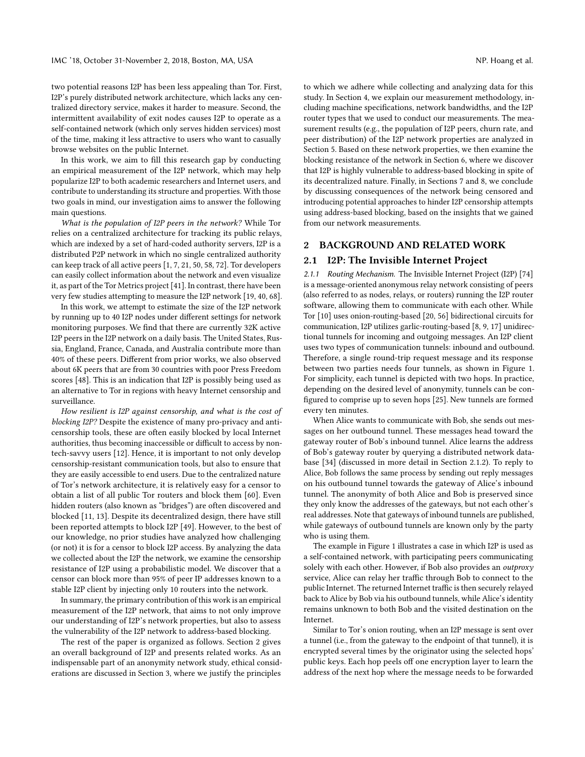two potential reasons I2P has been less appealing than Tor. First, I2P's purely distributed network architecture, which lacks any centralized directory service, makes it harder to measure. Second, the intermittent availability of exit nodes causes I2P to operate as a self-contained network (which only serves hidden services) most of the time, making it less attractive to users who want to casually browse websites on the public Internet.

In this work, we aim to fill this research gap by conducting an empirical measurement of the I2P network, which may help popularize I2P to both academic researchers and Internet users, and contribute to understanding its structure and properties. With those two goals in mind, our investigation aims to answer the following main questions.

*What is the population of I2P peers in the network?* While Tor relies on a centralized architecture for tracking its public relays, which are indexed by a set of hard-coded authority servers, I2P is a distributed P2P network in which no single centralized authority can keep track of all active peers [1, 7, 21, 50, 58, 72]. Tor developers can easily collect information about the network and even visualize it, as part of the Tor Metrics project [41]. In contrast, there have been very few studies attempting to measure the I2P network [19, 40, 68].

In this work, we attempt to estimate the size of the I2P network by running up to 40 I2P nodes under different settings for network monitoring purposes. We find that there are currently 32K active I2P peers in the I2P network on a daily basis. The United States, Russia, England, France, Canada, and Australia contribute more than 40% of these peers. Different from prior works, we also observed about 6K peers that are from 30 countries with poor Press Freedom scores [48]. This is an indication that I2P is possibly being used as an alternative to Tor in regions with heavy Internet censorship and surveillance.

*How resilient is I2P against censorship, and what is the cost of blocking I2P?* Despite the existence of many pro-privacy and anti-censorship tools, these are often easily blocked by local Internet authorities, thus becoming inaccessible or difficult to access by non-tech-savvy users [12]. Hence, it is important to not only develop censorship-resistant communication tools, but also to ensure that they are easily accessible to end users. Due to the centralized nature of Tor's network architecture, it is relatively easy for a censor to obtain a list of all public Tor routers and block them [60]. Even hidden routers (also known as "bridges") are often discovered and blocked [11, 13]. Despite its decentralized design, there have still been reported attempts to block I2P [49]. However, to the best of our knowledge, no prior studies have analyzed how challenging (or not) it is for a censor to block I2P access. By analyzing the data we collected about the I2P the network, we examine the censorship resistance of I2P using a probabilistic model. We discover that a censor can block more than 95% of peer IP addresses known to a stable I2P client by injecting only 10 routers into the network.

In summary, the primary contribution of this work is an empirical measurement of the I2P network, that aims to not only improve our understanding of I2P's network properties, but also to assess the vulnerability of the I2P network to address-based blocking.

The rest of the paper is organized as follows. Section 2 gives an overall background of I2P and presents related works. As an indispensable part of an anonymity network study, ethical considerations are discussed in Section 3, where we justify the principles to which we adhere while collecting and analyzing data for this study. In Section 4, we explain our measurement methodology, including machine specifications, network bandwidths, and the I2P router types that we used to conduct our measurements. The measurement results (e.g., the population of I2P peers, churn rate, and peer distribution) of the I2P network properties are analyzed in Section 5. Based on these network properties, we then examine the blocking resistance of the network in Section 6, where we discover that I2P is highly vulnerable to address-based blocking in spite of its decentralized nature. Finally, in Sections 7 and 8, we conclude by discussing consequences of the network being censored and introducing potential approaches to hinder I2P censorship attempts using address-based blocking, based on the insights that we gained from our network measurements.

## 2 BACKGROUND AND RELATED WORK

### 2.1 I2P: The Invisible Internet Project

*2.1.1 Routing Mechanism.* The Invisible Internet Project (I2P) [74] is a message-oriented anonymous relay network consisting of peers (also referred to as nodes, relays, or routers) running the I2P router software, allowing them to communicate with each other. While Tor [10] uses onion-routing-based [20, 56] bidirectional circuits for communication, I2P utilizes garlic-routing-based [8, 9, 17] unidirectional tunnels for incoming and outgoing messages. An I2P client uses two types of communication tunnels: inbound and outbound. Therefore, a single round-trip request message and its response between two parties needs four tunnels, as shown in Figure 1. For simplicity, each tunnel is depicted with two hops. In practice, depending on the desired level of anonymity, tunnels can be configured to comprise up to seven hops [25]. New tunnels are formed every ten minutes.

When Alice wants to communicate with Bob, she sends out messages on her outbound tunnel. These messages head toward the gateway router of Bob's inbound tunnel. Alice learns the address of Bob's gateway router by querying a distributed network database [34] (discussed in more detail in Section 2.1.2). To reply to Alice, Bob follows the same process by sending out reply messages on his outbound tunnel towards the gateway of Alice's inbound tunnel. The anonymity of both Alice and Bob is preserved since they only know the addresses of the gateways, but not each other's real addresses. Note that gateways of inbound tunnels are published, while gateways of outbound tunnels are known only by the party who is using them.

The example in Figure 1 illustrates a case in which I2P is used as a self-contained network, with participating peers communicating solely with each other. However, if Bob also provides an *outproxy* service, Alice can relay her traffic through Bob to connect to the public Internet. The returned Internet traffic is then securely relayed back to Alice by Bob via his outbound tunnels, while Alice's identity remains unknown to both Bob and the visited destination on the Internet.

Similar to Tor's onion routing, when an I2P message is sent over a tunnel (i.e., from the gateway to the endpoint of that tunnel), it is encrypted several times by the originator using the selected hops' public keys. Each hop peels off one encryption layer to learn the address of the next hop where the message needs to be forwarded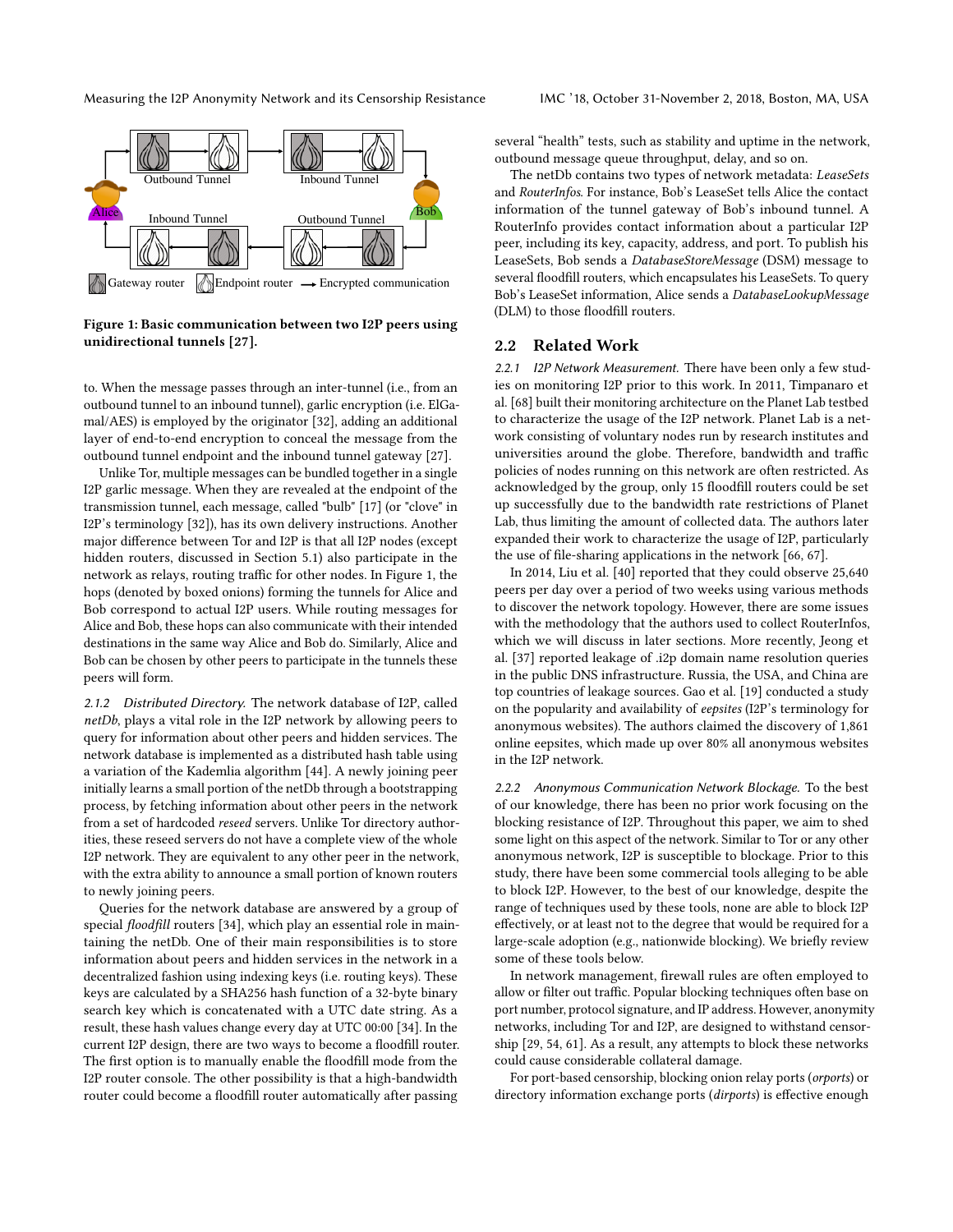Figure 1: Basic communication between two I2P peers using unidirectional tunnels [27].

to. When the message passes through an inter-tunnel (i.e., from an outbound tunnel to an inbound tunnel), garlic encryption (i.e. ElGamal/AES) is employed by the originator [32], adding an additional layer of end-to-end encryption to conceal the message from the outbound tunnel endpoint and the inbound tunnel gateway [27].

Unlike Tor, multiple messages can be bundled together in a single I2P garlic message. When they are revealed at the endpoint of the transmission tunnel, each message, called "bulb" [17] (or "clove" in I2P's terminology [32]), has its own delivery instructions. Another major difference between Tor and I2P is that all I2P nodes (except hidden routers, discussed in Section 5.1) also participate in the network as relays, routing traffic for other nodes. In Figure 1, the hops (denoted by boxed onions) forming the tunnels for Alice and Bob correspond to actual I2P users. While routing messages for Alice and Bob, these hops can also communicate with their intended destinations in the same way Alice and Bob do. Similarly, Alice and Bob can be chosen by other peers to participate in the tunnels these peers will form.

*2.1.2 Distributed Directory.* The network database of I2P, called *netDb*, plays a vital role in the I2P network by allowing peers to query for information about other peers and hidden services. The network database is implemented as a distributed hash table using a variation of the Kademlia algorithm [44]. A newly joining peer initially learns a small portion of the netDb through a bootstrapping process, by fetching information about other peers in the network from a set of hardcoded *reseed* servers. Unlike Tor directory authorities, these reseed servers do not have a complete view of the whole I2P network. They are equivalent to any other peer in the network, with the extra ability to announce a small portion of known routers to newly joining peers.

Queries for the network database are answered by a group of special *floodfill* routers [34], which play an essential role in maintaining the netDb. One of their main responsibilities is to store information about peers and hidden services in the network in a decentralized fashion using indexing keys (i.e. routing keys). These keys are calculated by a SHA256 hash function of a 32-byte binary search key which is concatenated with a UTC date string. As a result, these hash values change every day at UTC 00:00 [34]. In the current I2P design, there are two ways to become a floodfill router. The first option is to manually enable the floodfill mode from the I2P router console. The other possibility is that a high-bandwidth router could become a floodfill router automatically after passing several "health" tests, such as stability and uptime in the network, outbound message queue throughput, delay, and so on.

The netDb contains two types of network metadata: *LeaseSets* and *RouterInfos*. For instance, Bob's LeaseSet tells Alice the contact information of the tunnel gateway of Bob's inbound tunnel. A RouterInfo provides contact information about a particular I2P peer, including its key, capacity, address, and port. To publish his LeaseSets, Bob sends a *DatabaseStoreMessage* (DSM) message to several floodfill routers, which encapsulates his LeaseSets. To query Bob's LeaseSet information, Alice sends a *DatabaseLookupMessage* (DLM) to those floodfill routers.

## 2.2 Related Work

*2.2.1 I2P Network Measurement.* There have been only a few studies on monitoring I2P prior to this work. In 2011, Timpanaro et al. [68] built their monitoring architecture on the Planet Lab testbed to characterize the usage of the I2P network. Planet Lab is a network consisting of voluntary nodes run by research institutes and universities around the globe. Therefore, bandwidth and traffic policies of nodes running on this network are often restricted. As acknowledged by the group, only 15 floodfill routers could be set up successfully due to the bandwidth rate restrictions of Planet Lab, thus limiting the amount of collected data. The authors later expanded their work to characterize the usage of I2P, particularly the use of file-sharing applications in the network [66, 67].

In 2014, Liu et al. [40] reported that they could observe 25,640 peers per day over a period of two weeks using various methods to discover the network topology. However, there are some issues with the methodology that the authors used to collect RouterInfos, which we will discuss in later sections. More recently, Jeong et al. [37] reported leakage of .i2p domain name resolution queries in the public DNS infrastructure. Russia, the USA, and China are top countries of leakage sources. Gao et al. [19] conducted a study on the popularity and availability of *eepsites* (I2P's terminology for anonymous websites). The authors claimed the discovery of 1,861 online eepsites, which made up over 80% all anonymous websites in the I2P network.

*2.2.2 Anonymous Communication Network Blockage.* To the best of our knowledge, there has been no prior work focusing on the blocking resistance of I2P. Throughout this paper, we aim to shed some light on this aspect of the network. Similar to Tor or any other anonymous network, I2P is susceptible to blockage. Prior to this study, there have been some commercial tools alleging to be able to block I2P. However, to the best of our knowledge, despite the range of techniques used by these tools, none are able to block I2P effectively, or at least not to the degree that would be required for a large-scale adoption (e.g., nationwide blocking). We briefly review some of these tools below.

In network management, firewall rules are often employed to allow or filter out traffic. Popular blocking techniques often base on port number, protocol signature, and IP address. However, anonymity networks, including Tor and I2P, are designed to withstand censorship [29, 54, 61]. As a result, any attempts to block these networks could cause considerable collateral damage.

For port-based censorship, blocking onion relay ports (*orports*) or directory information exchange ports (*dirports*) is effective enough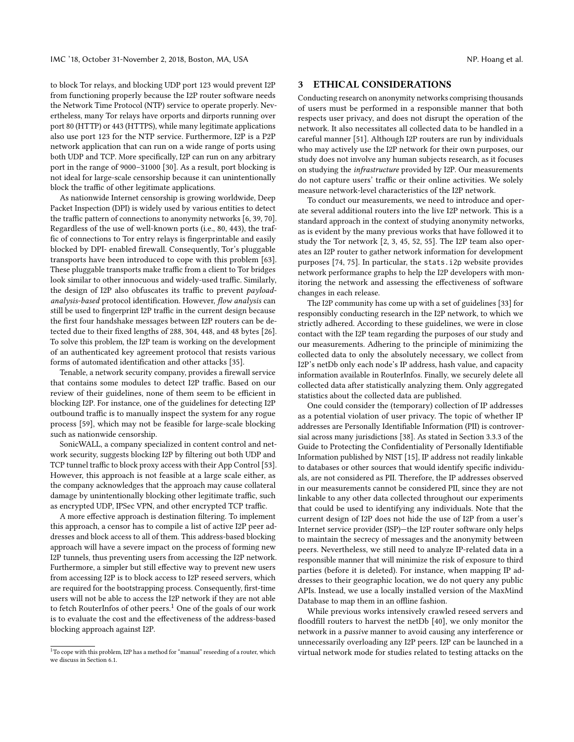to block Tor relays, and blocking UDP port 123 would prevent I2P from functioning properly because the I2P router software needs the Network Time Protocol (NTP) service to operate properly. Nevertheless, many Tor relays have orports and dirports running over port 80 (HTTP) or 443 (HTTPS), while many legitimate applications also use port 123 for the NTP service. Furthermore, I2P is a P2P network application that can run on a wide range of ports using both UDP and TCP. More specifically, I2P can run on any arbitrary port in the range of 9000–31000 [30]. As a result, port blocking is not ideal for large-scale censorship because it can unintentionally block the traffic of other legitimate applications.

As nationwide Internet censorship is growing worldwide, Deep Packet Inspection (DPI) is widely used by various entities to detect the traffic pattern of connections to anonymity networks [6, 39, 70]. Regardless of the use of well-known ports (i.e., 80, 443), the traffic of connections to Tor entry relays is fingerprintable and easily blocked by DPI- enabled firewall. Consequently, Tor's pluggable transports have been introduced to cope with this problem [63]. These pluggable transports make traffic from a client to Tor bridges look similar to other innocuous and widely-used traffic. Similarly, the design of I2P also obfuscates its traffic to prevent *payload-analysis-based* protocol identification. However, *flow analysis* can still be used to fingerprint I2P traffic in the current design because the first four handshake messages between I2P routers can be detected due to their fixed lengths of 288, 304, 448, and 48 bytes [26]. To solve this problem, the I2P team is working on the development of an authenticated key agreement protocol that resists various forms of automated identification and other attacks [35].

Tenable, a network security company, provides a firewall service that contains some modules to detect I2P traffic. Based on our review of their guidelines, none of them seem to be efficient in blocking I2P. For instance, one of the guidelines for detecting I2P outbound traffic is to manually inspect the system for any rogue process [59], which may not be feasible for large-scale blocking such as nationwide censorship.

SonicWALL, a company specialized in content control and network security, suggests blocking I2P by filtering out both UDP and TCP tunnel traffic to block proxy access with their App Control [53]. However, this approach is not feasible at a large scale either, as the company acknowledges that the approach may cause collateral damage by unintentionally blocking other legitimate traffic, such as encrypted UDP, IPSec VPN, and other encrypted TCP traffic.

A more effective approach is destination filtering. To implement this approach, a censor has to compile a list of active I2P peer addresses and block access to all of them. This address-based blocking approach will have a severe impact on the process of forming new I2P tunnels, thus preventing users from accessing the I2P network. Furthermore, a simpler but still effective way to prevent new users from accessing I2P is to block access to I2P reseed servers, which are required for the bootstrapping process. Consequently, first-time users will not be able to access the I2P network if they are not able to fetch RouterInfos of other peers.[1] One of the goals of our work is to evaluate the cost and the effectiveness of the address-based blocking approach against I2P.

[1] To cope with this problem, I2P has a method for "manual" reseeding of a router, which we discuss in Section 6.1.

## 3 ETHICAL CONSIDERATIONS

Conducting research on anonymity networks comprising thousands of users must be performed in a responsible manner that both respects user privacy, and does not disrupt the operation of the network. It also necessitates all collected data to be handled in a careful manner [51]. Although I2P routers are run by individuals who may actively use the I2P network for their own purposes, our study does not involve any human subjects research, as it focuses on studying the *infrastructure* provided by I2P. Our measurements do not capture users' traffic or their online activities. We solely measure network-level characteristics of the I2P network.

To conduct our measurements, we need to introduce and operate several additional routers into the live I2P network. This is a standard approach in the context of studying anonymity networks, as is evident by the many previous works that have followed it to study the Tor network [2, 3, 45, 52, 55]. The I2P team also operates an I2P router to gather network information for development purposes [74, 75]. In particular, the `stats.i2p` website provides network performance graphs to help the I2P developers with monitoring the network and assessing the effectiveness of software changes in each release.

The I2P community has come up with a set of guidelines [33] for responsibly conducting research in the I2P network, to which we strictly adhered. According to these guidelines, we were in close contact with the I2P team regarding the purposes of our study and our measurements. Adhering to the principle of minimizing the collected data to only the absolutely necessary, we collect from I2P's netDb only each node's IP address, hash value, and capacity information available in RouterInfos. Finally, we securely delete all collected data after statistically analyzing them. Only aggregated statistics about the collected data are published.

One could consider the (temporary) collection of IP addresses as a potential violation of user privacy. The topic of whether IP addresses are Personally Identifiable Information (PII) is controversial across many jurisdictions [38]. As stated in Section 3.3.3 of the Guide to Protecting the Confidentiality of Personally Identifiable Information published by NIST [15], IP address not readily linkable to databases or other sources that would identify specific individuals, are not considered as PII. Therefore, the IP addresses observed in our measurements cannot be considered PII, since they are not linkable to any other data collected throughout our experiments that could be used to identifying any individuals. Note that the current design of I2P does not hide the use of I2P from a user's Internet service provider (ISP)—the I2P router software only helps to maintain the secrecy of messages and the anonymity between peers. Nevertheless, we still need to analyze IP-related data in a responsible manner that will minimize the risk of exposure to third parties (before it is deleted). For instance, when mapping IP addresses to their geographic location, we do not query any public APIs. Instead, we use a locally installed version of the MaxMind Database to map them in an offline fashion.

While previous works intensively crawled reseed servers and floodfill routers to harvest the netDb [40], we only monitor the network in a *passive* manner to avoid causing any interference or unnecessarily overloading any I2P peers. I2P can be launched in a virtual network mode for studies related to testing attacks on the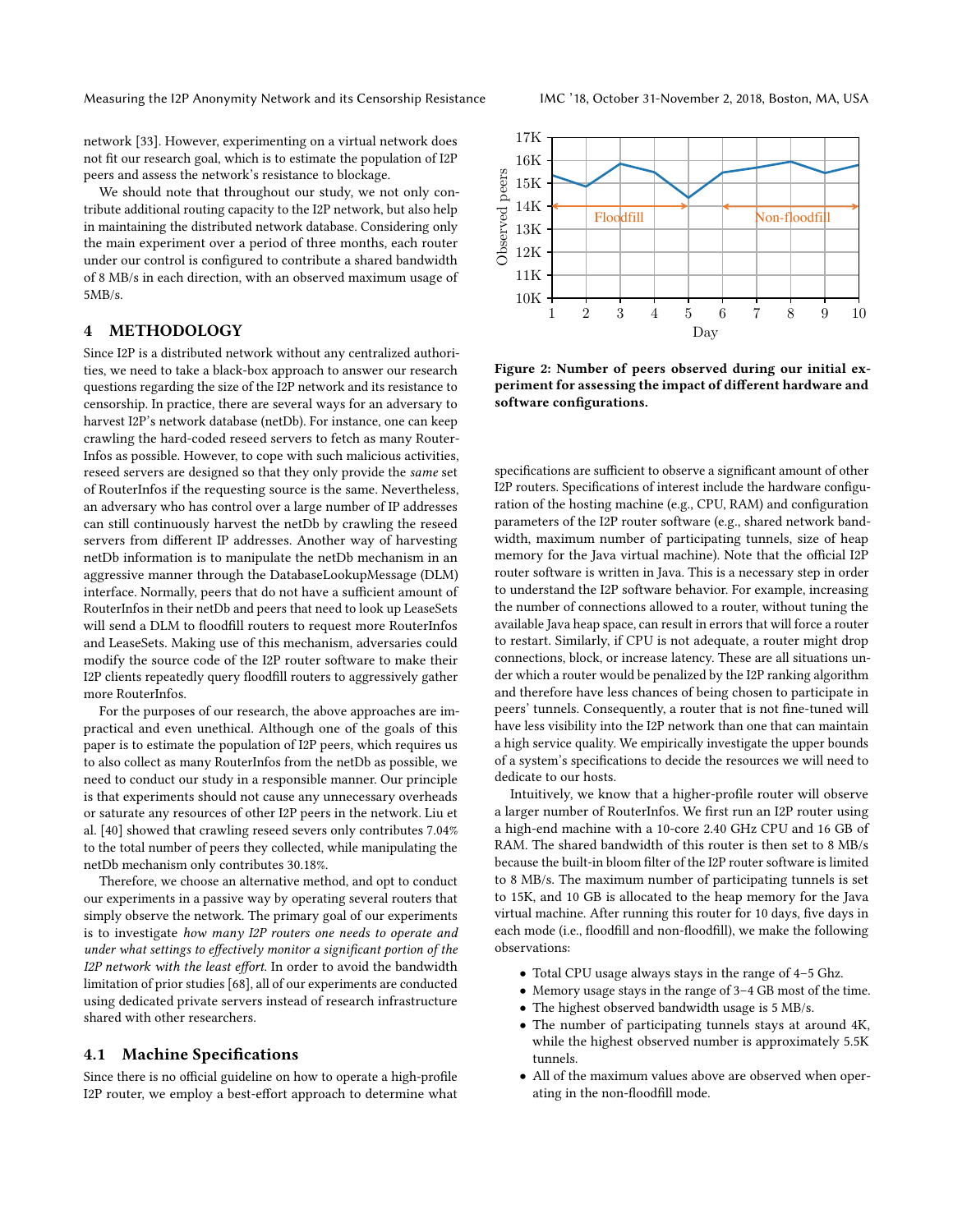network [33]. However, experimenting on a virtual network does not fit our research goal, which is to estimate the population of I2P peers and assess the network's resistance to blockage.

We should note that throughout our study, we not only contribute additional routing capacity to the I2P network, but also help in maintaining the distributed network database. Considering only the main experiment over a period of three months, each router under our control is configured to contribute a shared bandwidth of 8 MB/s in each direction, with an observed maximum usage of 5MB/s.

## 4 METHODOLOGY

Since I2P is a distributed network without any centralized authorities, we need to take a black-box approach to answer our research questions regarding the size of the I2P network and its resistance to censorship. In practice, there are several ways for an adversary to harvest I2P's network database (netDb). For instance, one can keep crawling the hard-coded reseed servers to fetch as many RouterInfos as possible. However, to cope with such malicious activities, reseed servers are designed so that they only provide the *same* set of RouterInfos if the requesting source is the same. Nevertheless, an adversary who has control over a large number of IP addresses can still continuously harvest the netDb by crawling the reseed servers from different IP addresses. Another way of harvesting netDb information is to manipulate the netDb mechanism in an aggressive manner through the DatabaseLookupMessage (DLM) interface. Normally, peers that do not have a sufficient amount of RouterInfos in their netDB and peers that need to look up LeaseSets will send a DLM to floodfill routers to request more RouterInfos and LeaseSets. Making use of this mechanism, adversaries could modify the source code of the I2P router software to make their I2P clients repeatedly query floodfill routers to aggressively gather more RouterInfos.

For the purposes of our research, the above approaches are impractical and even unethical. Although one of the goals of this paper is to estimate the population of I2P peers, which requires us to also collect as many RouterInfos from the netDb as possible, we need to conduct our study in a responsible manner. Our principle is that experiments should not cause any unnecessary overheads or saturate any resources of other I2P peers in the network. Liu et al. [40] showed that crawling reseed severs only contributes 7.04% to the total number of peers they collected, while manipulating the netDb mechanism only contributes 30.18%.

Therefore, we choose an alternative method, and opt to conduct our experiments in a passive way by operating several routers that simply observe the network. The primary goal of our experiments is to investigate *how many I2P routers one needs to operate and under what settings to effectively monitor a significant portion of the I2P network with the least effort.* In order to avoid the bandwidth limitation of prior studies [68], all of our experiments are conducted using dedicated private servers instead of research infrastructure shared with other researchers.

### 4.1 Machine Specifications

Since there is no official guideline on how to operate a high-profile I2P router, we employ a best-effort approach to determine what specifications are sufficient to observe a significant amount of other I2P routers. Specifications of interest include the hardware configuration of the hosting machine (e.g., CPU, RAM) and configuration parameters of the I2P router software (e.g., shared network bandwidth, maximum number of participating tunnels, size of heap memory for the Java virtual machine). Note that the official I2P router software is written in Java. This is a necessary step in order to understand the I2P software behavior. For example, increasing the number of connections allowed to a router, without tuning the available Java heap space, can result in errors that will force a router to restart. Similarly, if CPU is not adequate, a router might drop connections, block, or increase latency. These are all situations under which a router would be penalized by the I2P ranking algorithm and therefore have less chances of being chosen to participate in peers' tunnels. Consequently, a router that is not fine-tuned will have less visibility into the I2P network than one that can maintain a high service quality. We empirically investigate the upper bounds of a system's specifications to decide the resources we will need to dedicate to our hosts.

**Figure 2: Number of peers observed during our initial experiment for assessing the impact of different hardware and software configurations.**

Intuitively, we know that a higher-profile router will observe a larger number of RouterInfos. We first run an I2P router using a high-end machine with a 10-core 2.40 GHz CPU and 16 GB of RAM. The shared bandwidth of this router is then set to 8 MB/s because the built-in bloom filter of the I2P router software is limited to 8 MB/s. The maximum number of participating tunnels is set to 15K, and 10 GB is allocated to the heap memory for the Java virtual machine. After running this router for 10 days, five days in each mode (i.e., floodfill and non-floodfill), we make the following observations:

- Total CPU usage always stays in the range of 4–5 Ghz.
- Memory usage stays in the range of 3–4 GB most of the time.
- The highest observed bandwidth usage is 5 MB/s.
- The number of participating tunnels stays at around 4K, while the highest observed number is approximately 5.5K tunnels.
- All of the maximum values above are observed when operating in the non-floodfill mode.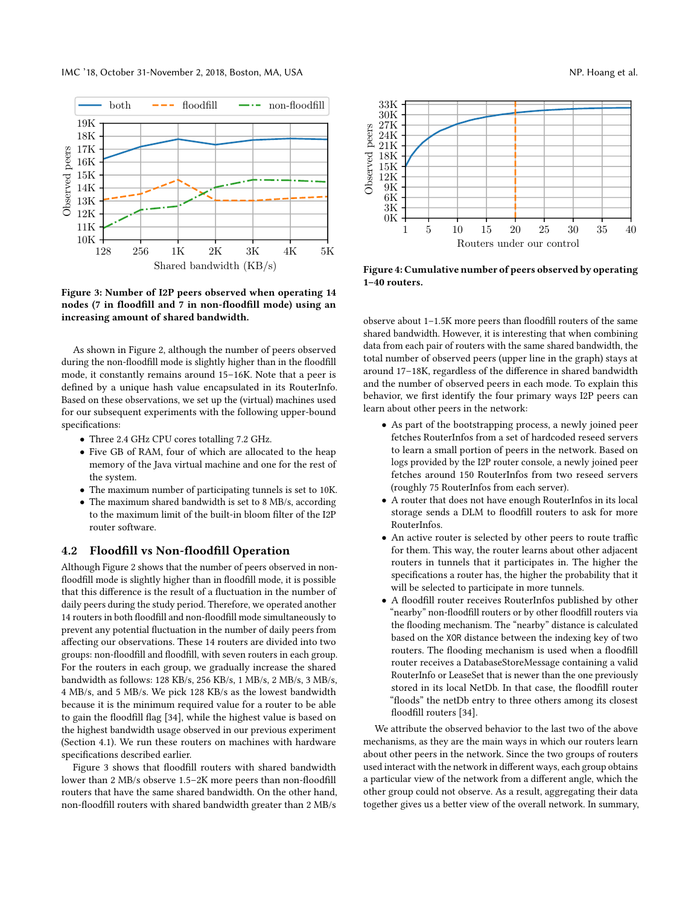Figure 3: Number of I2P peers observed when operating 14 nodes (7 in floodfill and 7 in non-floodfill mode) using an increasing amount of shared bandwidth.

Figure 4: Cumulative number of peers observed by operating 1–40 routers.

As shown in Figure 2, although the number of peers observed during the non-floodfill mode is slightly higher than in the floodfill mode, it constantly remains around 15–16K. Note that a peer is defined by a unique hash value encapsulated in its RouterInfo. Based on these observations, we set up the (virtual) machines used for our subsequent experiments with the following upper-bound specifications:

- Three 2.4 GHz CPU cores totalling 7.2 GHz.
- Five GB of RAM, four of which are allocated to the heap memory of the Java virtual machine and one for the rest of the system.
- The maximum number of participating tunnels is set to 10K.
- The maximum shared bandwidth is set to 8 MB/s, according to the maximum limit of the built-in bloom filter of the I2P router software.

## 4.2 Floodfill vs Non-floodfill Operation

Although Figure 2 shows that the number of peers observed in non-floodfill mode is slightly higher than in floodfill mode, it is possible that this difference is the result of a fluctuation in the number of daily peers during the study period. Therefore, we operated another 14 routers in both floodfill and non-floodfill mode simultaneously to prevent any potential fluctuation in the number of daily peers from affecting our observations. These 14 routers are divided into two groups: non-floodfill and floodfill, with seven routers in each group. For the routers in each group, we gradually increase the shared bandwidth as follows: 128 KB/s, 256 KB/s, 1 MB/s, 2 MB/s, 3 MB/s, 4 MB/s, and 5 MB/s. We pick 128 KB/s as the lowest bandwidth because it is the minimum required value for a router to be able to gain the floodfill flag [34], while the highest value is based on the highest bandwidth usage observed in our previous experiment (Section 4.1). We run these routers on machines with hardware specifications described earlier.

Figure 3 shows that floodfill routers with shared bandwidth lower than 2 MB/s observe 1.5–2K more peers than non-floodfill routers that have the same shared bandwidth. On the other hand, non-floodfill routers with shared bandwidth greater than 2 MB/s observe about 1–1.5K more peers than floodfill routers of the same shared bandwidth. However, it is interesting that when combining data from each pair of routers with the same shared bandwidth, the total number of observed peers (upper line in the graph) stays at around 17–18K, regardless of the difference in shared bandwidth and the number of observed peers in each mode. To explain this behavior, we first identify the four primary ways I2P peers can learn about other peers in the network:

- As part of the bootstrapping process, a newly joined peer fetches RouterInfos from a set of hardcoded reseed servers to learn a small portion of peers in the network. Based on logs provided by the I2P router console, a newly joined peer fetches around 150 RouterInfos from two reseed servers (roughly 75 RouterInfos from each server).
- A router that does not have enough RouterInfos in its local storage sends a DLM to floodfill routers to ask for more RouterInfos.
- An active router is selected by other peers to route traffic for them. This way, the router learns about other adjacent routers in tunnels that it participates in. The higher the specifications a router has, the higher the probability that it will be selected to participate in more tunnels.
- A floodfill router receives RouterInfos published by other "nearby" non-floodfill routers or by other floodfill routers via the flooding mechanism. The "nearby" distance is calculated based on the XOR distance between the indexing key of two routers. The flooding mechanism is used when a floodfill router receives a DatabaseStoreMessage containing a valid RouterInfo or LeaseSet that is newer than the one previously stored in its local NetDb. In that case, the floodfill router "floods" the netDb entry to three others among its closest floodfill routers [34].

We attribute the observed behavior to the last two of the above mechanisms, as they are the main ways in which our routers learn about other peers in the network. Since the two groups of routers used interact with the network in different ways, each group obtains a particular view of the network from a different angle, which the other group could not observe. As a result, aggregating their data together gives us a better view of the overall network. In summary,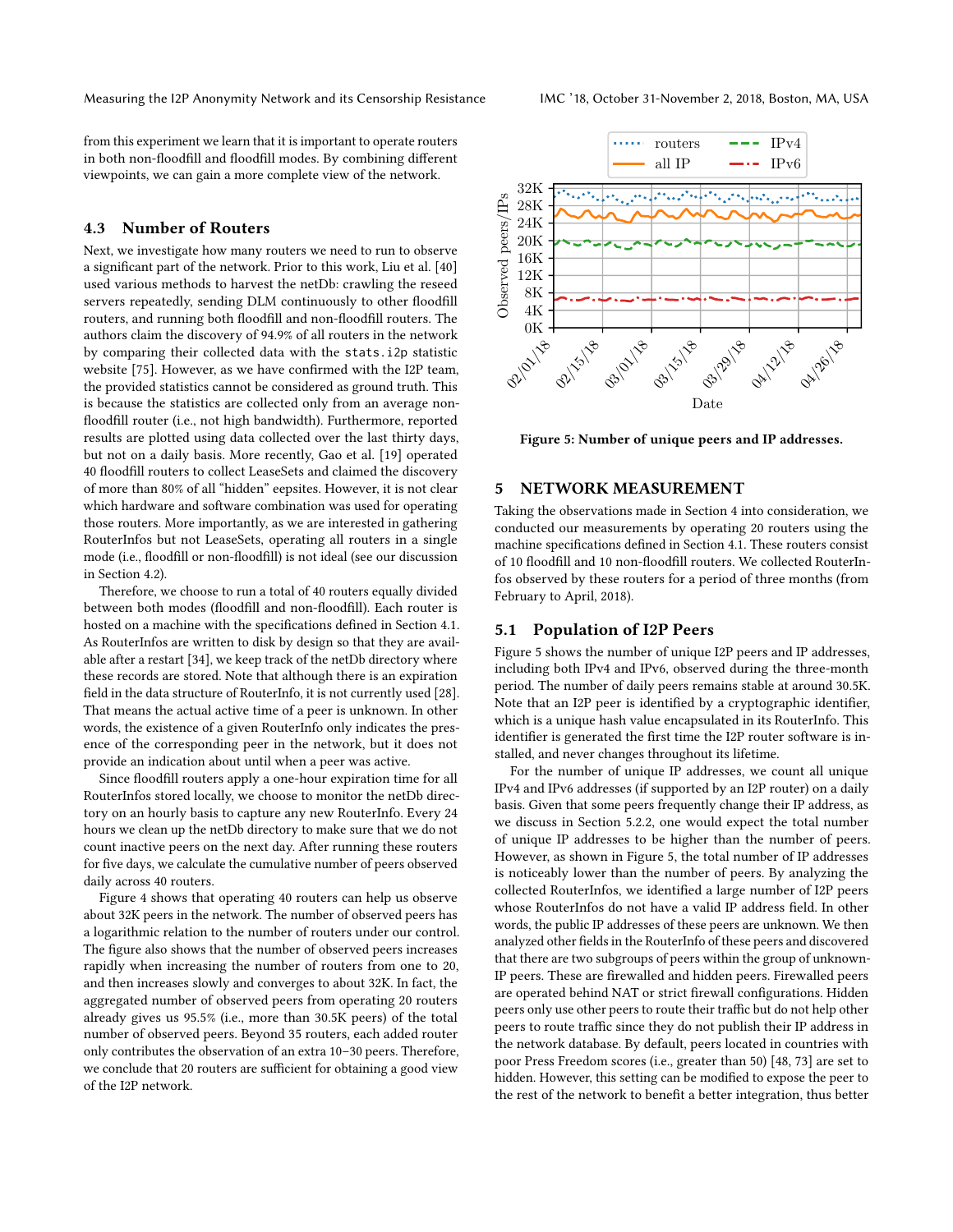from this experiment we learn that it is important to operate routers in both non-floodfill and floodfill modes. By combining different viewpoints, we can gain a more complete view of the network.

### 4.3 Number of Routers

Next, we investigate how many routers we need to run to observe a significant part of the network. Prior to this work, Liu et al. [40] used various methods to harvest the netDb: crawling the reseed servers repeatedly, sending DLM continuously to other floodfill routers, and running both floodfill and non-floodfill routers. The authors claim the discovery of 94.9% of all routers in the network by comparing their collected data with the `stats.i2p` statistic website [75]. However, as we have confirmed with the I2P team, the provided statistics cannot be considered as ground truth. This is because the statistics are collected only from an average non-floodfill router (i.e., not high bandwidth). Furthermore, reported results are plotted using data collected over the last thirty days, but not on a daily basis. More recently, Gao et al. [19] operated 40 floodfill routers to collect LeaseSets and claimed the discovery of more than 80% of all "hidden" eepsites. However, it is not clear which hardware and software combination was used for operating those routers. More importantly, as we are interested in gathering RouterInfos but not LeaseSets, operating all routers in a single mode (i.e., floodfill or non-floodfill) is not ideal (see our discussion in Section 4.2).

Therefore, we choose to run a total of 40 routers equally divided between both modes (floodfill and non-floodfill). Each router is hosted on a machine with the specifications defined in Section 4.1. As RouterInfos are written to disk by design so that they are available after a restart [34], we keep track of the netDb directory where these records are stored. Note that although there is an expiration field in the data structure of RouterInfo, it is not currently used [28]. That means the actual active time of a peer is unknown. In other words, the existence of a given RouterInfo only indicates the presence of the corresponding peer in the network, but it does not provide an indication about until when a peer was active.

Since floodfill routers apply a one-hour expiration time for all RouterInfos stored locally, we choose to monitor the netDb directory on an hourly basis to capture any new RouterInfo. Every 24 hours we clean up the netDb directory to make sure that we do not count inactive peers on the next day. After running these routers for five days, we calculate the cumulative number of peers observed daily across 40 routers.

Figure 4 shows that operating 40 routers can help us observe about 32K peers in the network. The number of observed peers has a logarithmic relation to the number of routers under our control. The figure also shows that the number of observed peers increases rapidly when increasing the number of routers from one to 20, and then increases slowly and converges to about 32K. In fact, the aggregated number of observed peers from operating 20 routers already gives us 95.5% (i.e., more than 30.5K peers) of the total number of observed peers. Beyond 35 routers, each added router only contributes the observation of an extra 10–30 peers. Therefore, we conclude that 20 routers are sufficient for obtaining a good view of the I2P network.

**Figure 5: Number of unique peers and IP addresses.**

## 5 NETWORK MEASUREMENT

Taking the observations made in Section 4 into consideration, we conducted our measurements by operating 20 routers using the machine specifications defined in Section 4.1. These routers consist of 10 floodfill and 10 non-floodfill routers. We collected RouterInfos observed by these routers for a period of three months (from February to April, 2018).

### 5.1 Population of I2P Peers

Figure 5 shows the number of unique I2P peers and IP addresses, including both IPv4 and IPv6, observed during the three-month period. The number of daily peers remains stable at around 30.5K. Note that an I2P peer is identified by a cryptographic identifier, which is a unique hash value encapsulated in its RouterInfo. This identifier is generated the first time the I2P router software is installed, and never changes throughout its lifetime.

For the number of unique IP addresses, we count all unique IPv4 and IPv6 addresses (if supported by an I2P router) on a daily basis. Given that some peers frequently change their IP address, as we discuss in Section 5.2.2, one would expect the total number of unique IP addresses to be higher than the number of peers. However, as shown in Figure 5, the total number of IP addresses is noticeably lower than the number of peers. By analyzing the collected RouterInfos, we identified a large number of I2P peers whose RouterInfos do not have a valid IP address field. In other words, the public IP addresses of these peers are unknown. We then analyzed other fields in the RouterInfo of these peers and discovered that there are two subgroups of peers within the group of unknown-IP peers. These are firewalled and hidden peers. Firewalled peers are operated behind NAT or strict firewall configurations. Hidden peers only use other peers to route their traffic but do not help other peers to route traffic since they do not publish their IP address in the network database. By default, peers located in countries with poor Press Freedom scores (i.e., greater than 50) [48, 73] are set to hidden. However, this setting can be modified to expose the peer to the rest of the network to benefit a better integration, thus better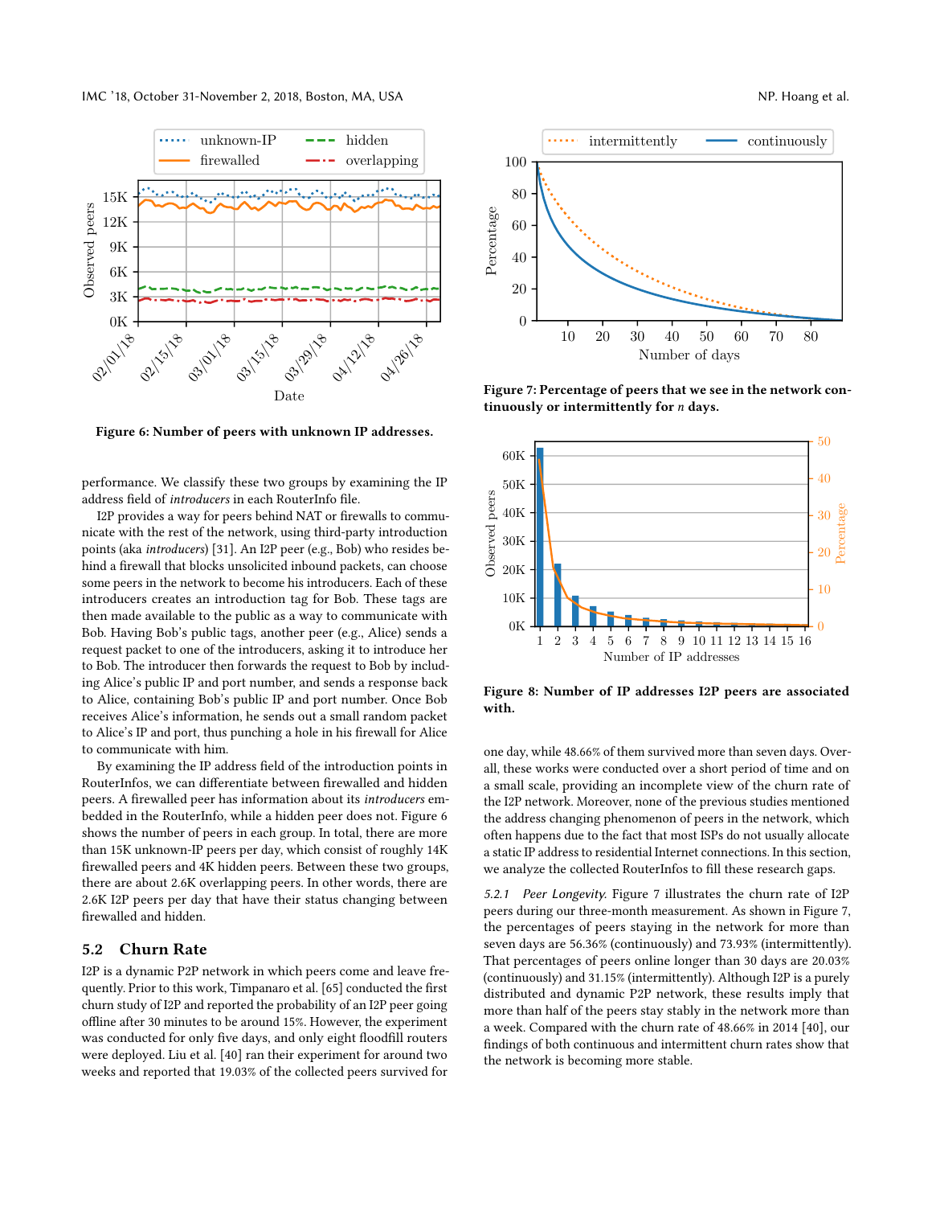Figure 6: Number of peers with unknown IP addresses.

performance. We classify these two groups by examining the IP address field of *introducers* in each RouterInfo file.

I2P provides a way for peers behind NAT or firewalls to communicate with the rest of the network, using third-party introduction points (aka *introducers*) [31]. An I2P peer (e.g., Bob) who resides behind a firewall that blocks unsolicited inbound packets, can choose some peers in the network to become his introducers. Each of these introducers creates an introduction tag for Bob. These tags are then made available to the public as a way to communicate with Bob. Having Bob's public tags, another peer (e.g., Alice) sends a request packet to one of the introducers, asking it to introduce her to Bob. The introducer then forwards the request to Bob by including Alice's public IP and port number, and sends a response back to Alice, containing Bob's public IP and port number. Once Bob receives Alice's information, he sends out a small random packet to Alice's IP and port, thus punching a hole in his firewall for Alice to communicate with him.

By examining the IP address field of the introduction points in RouterInfos, we can differentiate between firewalled and hidden peers. A firewalled peer has information about its *introducers* embedded in the RouterInfo, while a hidden peer does not. Figure 6 shows the number of peers in each group. In total, there are more than 15K unknown-IP peers per day, which consist of roughly 14K firewalled peers and 4K hidden peers. Between these two groups, there are about 2.6K overlapping peers. In other words, there are 2.6K I2P peers per day that have their status changing between firewalled and hidden.

## 5.2 Churn Rate

I2P is a dynamic P2P network in which peers come and leave frequently. Prior to this work, Timpanaro et al. [65] conducted the first churn study of I2P and reported the probability of an I2P peer going offline after 30 minutes to be around 15%. However, the experiment was conducted for only five days, and only eight floodfill routers were deployed. Liu et al. [40] ran their experiment for around two weeks and reported that 19.03% of the collected peers survived for one day, while 48.66% of them survived more than seven days. Overall, these works were conducted over a short period of time and on a small scale, providing an incomplete view of the churn rate of the I2P network. Moreover, none of the previous studies mentioned the address changing phenomenon of peers in the network, which often happens due to the fact that most ISPs do not usually allocate a static IP address to residential Internet connections. In this section, we analyze the collected RouterInfos to fill these research gaps.

Figure 7: Percentage of peers that we see in the network continuously or intermittently for $n$ days.

Figure 8: Number of IP addresses I2P peers are associated with.

*5.2.1 Peer Longevity.* Figure 7 illustrates the churn rate of I2P peers during our three-month measurement. As shown in Figure 7, the percentages of peers staying in the network for more than seven days are 56.36% (continuously) and 73.93% (intermittently). That percentages of peers online longer than 30 days are 20.03% (continuously) and 31.15% (intermittently). Although I2P is a purely distributed and dynamic P2P network, these results imply that more than half of the peers stay stably in the network more than a week. Compared with the churn rate of 48.66% in 2014 [40], our findings of both continuous and intermittent churn rates show that the network is becoming more stable.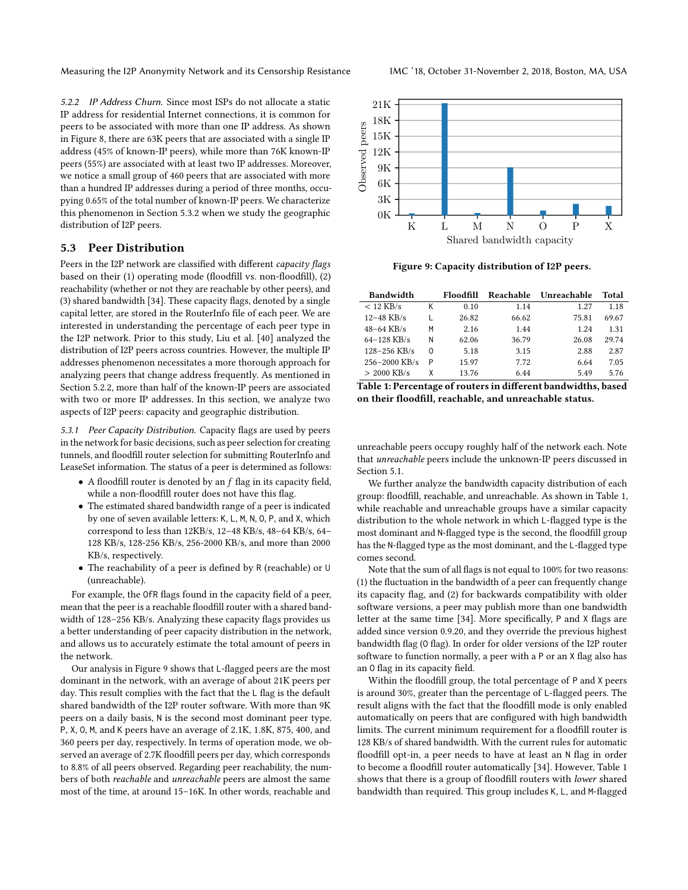*5.2.2 IP Address Churn.* Since most ISPs do not allocate a static IP address for residential Internet connections, it is common for peers to be associated with more than one IP address. As shown in Figure 8, there are 63K peers that are associated with a single IP address (45% of known-IP peers), while more than 76K known-IP peers (55%) are associated with at least two IP addresses. Moreover, we notice a small group of 460 peers that are associated with more than a hundred IP addresses during a period of three months, occupying 0.65% of the total number of known-IP peers. We characterize this phenomenon in Section 5.3.2 when we study the geographic distribution of I2P peers.

## 5.3 Peer Distribution

Peers in the I2P network are classified with different *capacity flags* based on their (1) operating mode (floodfill vs. non-floodfill), (2) reachability (whether or not they are reachable by other peers), and (3) shared bandwidth [34]. These capacity flags, denoted by a single capital letter, are stored in the RouterInfo file of each peer. We are interested in understanding the percentage of each peer type in the I2P network. Prior to this study, Liu et al. [40] analyzed the distribution of I2P peers across countries. However, the multiple IP addresses phenomenon necessitates a more thorough approach for analyzing peers that change address frequently. As mentioned in Section 5.2.2, more than half of the known-IP peers are associated with two or more IP addresses. In this section, we analyze two aspects of I2P peers: capacity and geographic distribution.

*5.3.1 Peer Capacity Distribution.* Capacity flags are used by peers in the network for basic decisions, such as peer selection for creating tunnels, and floodfill router selection for submitting RouterInfo and LeaseSet information. The status of a peer is determined as follows:

- A floodfill router is denoted by an *f* flag in its capacity field, while a non-floodfill router does not have this flag.
- The estimated shared bandwidth range of a peer is indicated by one of seven available letters: K, L, M, N, O, P, and X, which correspond to less than 12KB/s, 12–48 KB/s, 48–64 KB/s, 64–128 KB/s, 128-256 KB/s, 256-2000 KB/s, and more than 2000 KB/s, respectively.
- The reachability of a peer is defined by R (reachable) or U (unreachable).

For example, the OfR flags found in the capacity field of a peer, mean that the peer is a reachable floodfill router with a shared bandwidth of 128–256 KB/s. Analyzing these capacity flags provides us a better understanding of peer capacity distribution in the network, and allows us to accurately estimate the total amount of peers in the network.

Our analysis in Figure 9 shows that L-flagged peers are the most dominant in the network, with an average of about 21K peers per day. This result complies with the fact that the L flag is the default shared bandwidth of the I2P router software. With more than 9K peers on a daily basis, N is the second most dominant peer type. P, X, O, M, and K peers have an average of 2.1K, 1.8K, 875, 400, and 360 peers per day, respectively. In terms of operation mode, we observed an average of 2.7K floodfill peers per day, which corresponds to 8.8% of all peers observed. Regarding peer reachability, the numbers of both *reachable* and *unreachable* peers are almost the same most of the time, at around 15–16K. In other words, reachable and unreachable peers occupy roughly half of the network each. Note that *unreachable* peers include the unknown-IP peers discussed in Section 5.1.

**Figure 9: Capacity distribution of I2P peers.**

| Bandwidth | | Floodfill | Reachable | Unreachable | Total |
|---|---|---|---|---|---|
| < 12 KB/s | K | 0.10 | 1.14 | 1.27 | 1.18 |
| 12–48 KB/s | L | 26.82 | 66.62 | 75.81 | 69.67 |
| 48–64 KB/s | M | 2.16 | 1.44 | 1.24 | 1.31 |
| 64–128 KB/s | N | 62.06 | 36.79 | 26.08 | 29.74 |
| 128–256 KB/s | O | 5.18 | 3.15 | 2.88 | 2.87 |
| 256–2000 KB/s | P | 15.97 | 7.72 | 6.64 | 7.05 |
| > 2000 KB/s | X | 13.76 | 6.44 | 5.49 | 5.76 |

**Table 1: Percentage of routers in different bandwidths, based on their floodfill, reachable, and unreachable status.**

We further analyze the bandwidth capacity distribution of each group: floodfill, reachable, and unreachable. As shown in Table 1, while reachable and unreachable groups have a similar capacity distribution to the whole network in which L-flagged type is the most dominant and N-flagged type is the second, the floodfill group has the N-flagged type as the most dominant, and the L-flagged type comes second.

Note that the sum of all flags is not equal to 100% for two reasons: (1) the fluctuation in the bandwidth of a peer can frequently change its capacity flag, and (2) for backwards compatibility with older software versions, a peer may publish more than one bandwidth letter at the same time [34]. More specifically, P and X flags are added since version 0.9.20, and they override the previous highest bandwidth flag (O flag). In order for older versions of the I2P router software to function normally, a peer with a P or an X flag also has an O flag in its capacity field.

Within the floodfill group, the total percentage of P and X peers is around 30%, greater than the percentage of L-flagged peers. The result aligns with the fact that the floodfill mode is only enabled automatically on peers that are configured with high bandwidth limits. The current minimum requirement for a floodfill router is 128 KB/s of shared bandwidth. With the current rules for automatic floodfill opt-in, a peer needs to have at least an N flag in order to become a floodfill router automatically [34]. However, Table 1 shows that there is a group of floodfill routers with *lower* shared bandwidth than required. This group includes K, L, and M-flagged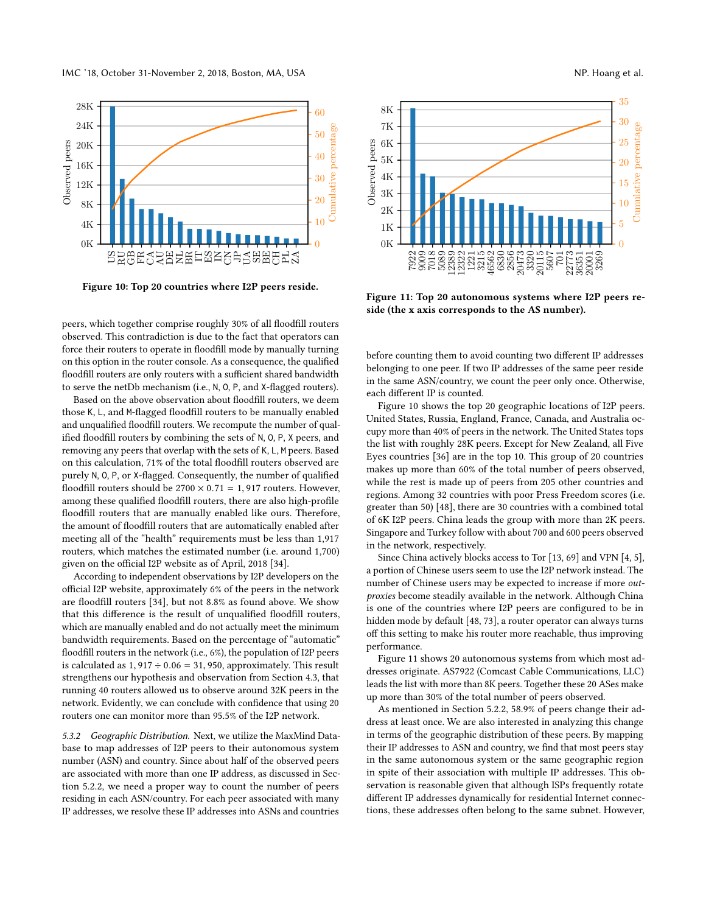Figure 10: Top 20 countries where I2P peers reside.

Figure 11: Top 20 autonomous systems where I2P peers reside (the x axis corresponds to the AS number).

peers, which together comprise roughly 30% of all floodfill routers observed. This contradiction is due to the fact that operators can force their routers to operate in floodfill mode by manually turning on this option in the router console. As a consequence, the qualified floodfill routers are only routers with a sufficient shared bandwidth to serve the netDb mechanism (i.e., N, O, P, and X-flagged routers).

Based on the above observation about floodfill routers, we deem those K, L, and M-flagged floodfill routers to be manually enabled and unqualified floodfill routers. We recompute the number of qualified floodfill routers by combining the sets of N, O, P, X peers, and removing any peers that overlap with the sets of K, L, M peers. Based on this calculation, 71% of the total floodfill routers observed are purely N, O, P, or X-flagged. Consequently, the number of qualified floodfill routers should be $2700 \times 0.71 = 1,917$ routers. However, among these qualified floodfill routers, there are also high-profile floodfill routers that are manually enabled like ours. Therefore, the amount of floodfill routers that are automatically enabled after meeting all of the "health" requirements must be less than 1,917 routers, which matches the estimated number (i.e. around 1,700) given on the official I2P website as of April, 2018 [34].

According to independent observations by I2P developers on the official I2P website, approximately 6% of the peers in the network are floodfill routers [34], but not 8.8% as found above. We show that this difference is the result of unqualified floodfill routers, which are manually enabled and do not actually meet the minimum bandwidth requirements. Based on the percentage of "automatic" floodfill routers in the network (i.e., 6%), the population of I2P peers is calculated as $1,917 \div 0.06 = 31,950$, approximately. This result strengthens our hypothesis and observation from Section 4.3, that running 40 routers allowed us to observe around 32K peers in the network. Evidently, we can conclude with confidence that using 20 routers one can monitor more than 95.5% of the I2P network.

*5.3.2 Geographic Distribution.* Next, we utilize the MaxMind Database to map addresses of I2P peers to their autonomous system number (ASN) and country. Since about half of the observed peers are associated with more than one IP address, as discussed in Section 5.2.2, we need a proper way to count the number of peers residing in each ASN/country. For each peer associated with many IP addresses, we resolve these IP addresses into ASNs and countries before counting them to avoid counting two different IP addresses belonging to one peer. If two IP addresses of the same peer reside in the same ASN/country, we count the peer only once. Otherwise, each different IP is counted.

Figure 10 shows the top 20 geographic locations of I2P peers. United States, Russia, England, France, Canada, and Australia occupy more than 40% of peers in the network. The United States tops the list with roughly 28K peers. Except for New Zealand, all Five Eyes countries [36] are in the top 10. This group of 20 countries makes up more than 60% of the total number of peers observed, while the rest is made up of peers from 205 other countries and regions. Among 32 countries with poor Press Freedom scores (i.e. greater than 50) [48], there are 30 countries with a combined total of 6K I2P peers. China leads the group with more than 2K peers. Singapore and Turkey follow with about 700 and 600 peers observed in the network, respectively.

Since China actively blocks access to Tor [13, 69] and VPN [4, 5], a portion of Chinese users seem to use the I2P network instead. The number of Chinese users may be expected to increase if more *outproxies* become steadily available in the network. Although China is one of the countries where I2P peers are configured to be in hidden mode by default [48, 73], a router operator can always turns off this setting to make his router more reachable, thus improving performance.

Figure 11 shows 20 autonomous systems from which most addresses originate. AS7922 (Comcast Cable Communications, LLC) leads the list with more than 8K peers. Together these 20 ASes make up more than 30% of the total number of peers observed.

As mentioned in Section 5.2.2, 58.9% of peers change their address at least once. We are also interested in analyzing this change in terms of the geographic distribution of these peers. By mapping their IP addresses to ASN and country, we find that most peers stay in the same autonomous system or the same geographic region in spite of their association with multiple IP addresses. This observation is reasonable given that although ISPs frequently rotate different IP addresses dynamically for residential Internet connections, these addresses often belong to the same subnet. However,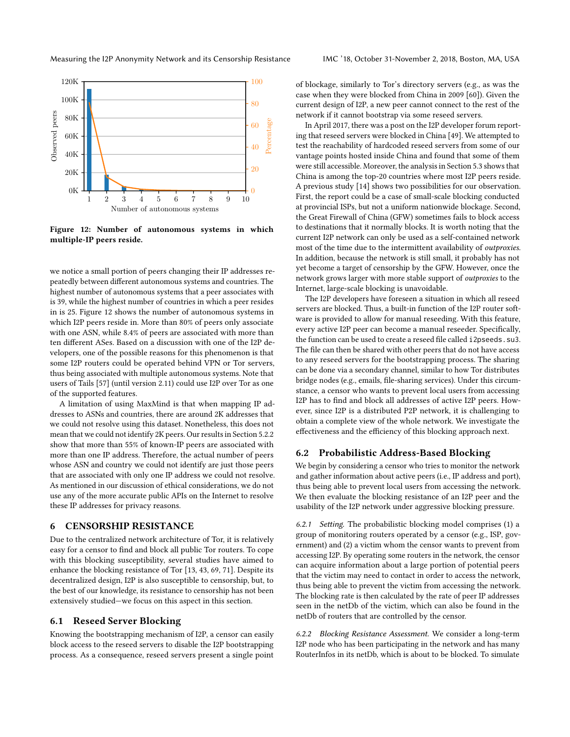Figure 12: Number of autonomous systems in which multiple-IP peers reside.

we notice a small portion of peers changing their IP addresses repeatedly between different autonomous systems and countries. The highest number of autonomous systems that a peer associates with is 39, while the highest number of countries in which a peer resides in is 25. Figure 12 shows the number of autonomous systems in which I2P peers reside in. More than 80% of peers only associate with one ASN, while 8.4% of peers are associated with more than ten different ASes. Based on a discussion with one of the I2P developers, one of the possible reasons for this phenomenon is that some I2P routers could be operated behind VPN or Tor servers, thus being associated with multiple autonomous systems. Note that users of Tails [57] (until version 2.11) could use I2P over Tor as one of the supported features.

A limitation of using MaxMind is that when mapping IP addresses to ASNs and countries, there are around 2K addresses that we could not resolve using this dataset. Nonetheless, this does not mean that we could not identify 2K peers. Our results in Section 5.2.2 show that more than 55% of known-IP peers are associated with more than one IP address. Therefore, the actual number of peers whose ASN and country we could not identify are just those peers that are associated with only one IP address we could not resolve. As mentioned in our discussion of ethical considerations, we do not use any of the more accurate public APIs on the Internet to resolve these IP addresses for privacy reasons.

# 6 CENSORSHIP RESISTANCE

Due to the centralized network architecture of Tor, it is relatively easy for a censor to find and block all public Tor routers. To cope with this blocking susceptibility, several studies have aimed to enhance the blocking resistance of Tor [13, 43, 69, 71]. Despite its decentralized design, I2P is also susceptible to censorship, but, to the best of our knowledge, its resistance to censorship has not been extensively studied—we focus on this aspect in this section.

## 6.1 Reseed Server Blocking

Knowing the bootstrapping mechanism of I2P, a censor can easily block access to the reseed servers to disable the I2P bootstrapping process. As a consequence, reseed servers present a single point of blockage, similarly to Tor's directory servers (e.g., as was the case when they were blocked from China in 2009 [60]). Given the current design of I2P, a new peer cannot connect to the rest of the network if it cannot bootstrap via some reseed servers.

In April 2017, there was a post on the I2P developer forum reporting that reseed servers were blocked in China [49]. We attempted to test the reachability of hardcoded reseed servers from some of our vantage points hosted inside China and found that some of them were still accessible. Moreover, the analysis in Section 5.3 shows that China is among the top-20 countries where most I2P peers reside. A previous study [14] shows two possibilities for our observation. First, the report could be a case of small-scale blocking conducted at provincial ISPs, but not a uniform nationwide blockage. Second, the Great Firewall of China (GFW) sometimes fails to block access to destinations that it normally blocks. It is worth noting that the current I2P network can only be used as a self-contained network most of the time due to the intermittent availability of *outproxies*. In addition, because the network is still small, it probably has not yet become a target of censorship by the GFW. However, once the network grows larger with more stable support of *outproxies* to the Internet, large-scale blocking is unavoidable.

The I2P developers have foreseen a situation in which all reseed servers are blocked. Thus, a built-in function of the I2P router software is provided to allow for manual reseeding. With this feature, every active I2P peer can become a manual reseeder. Specifically, the function can be used to create a reseed file called `i2pseeds.su3`. The file can then be shared with other peers that do not have access to any reseed servers for the bootstrapping process. The sharing can be done via a secondary channel, similar to how Tor distributes bridge nodes (e.g., emails, file-sharing services). Under this circumstance, a censor who wants to prevent local users from accessing I2P has to find and block all addresses of active I2P peers. However, since I2P is a distributed P2P network, it is challenging to obtain a complete view of the whole network. We investigate the effectiveness and the efficiency of this blocking approach next.

## 6.2 Probabilistic Address-Based Blocking

We begin by considering a censor who tries to monitor the network and gather information about active peers (i.e., IP address and port), thus being able to prevent local users from accessing the network. We then evaluate the blocking resistance of an I2P peer and the usability of the I2P network under aggressive blocking pressure.

*6.2.1 Setting.* The probabilistic blocking model comprises (1) a group of monitoring routers operated by a censor (e.g., ISP, government) and (2) a victim whom the censor wants to prevent from accessing I2P. By operating some routers in the network, the censor can acquire information about a large portion of potential peers that the victim may need to contact in order to access the network, thus being able to prevent the victim from accessing the network. The blocking rate is then calculated by the rate of peer IP addresses seen in the netDb of the victim, which can also be found in the netDb of routers that are controlled by the censor.

*6.2.2 Blocking Resistance Assessment.* We consider a long-term I2P node who has been participating in the network and has many RouterInfos in its netDb, which is about to be blocked. To simulate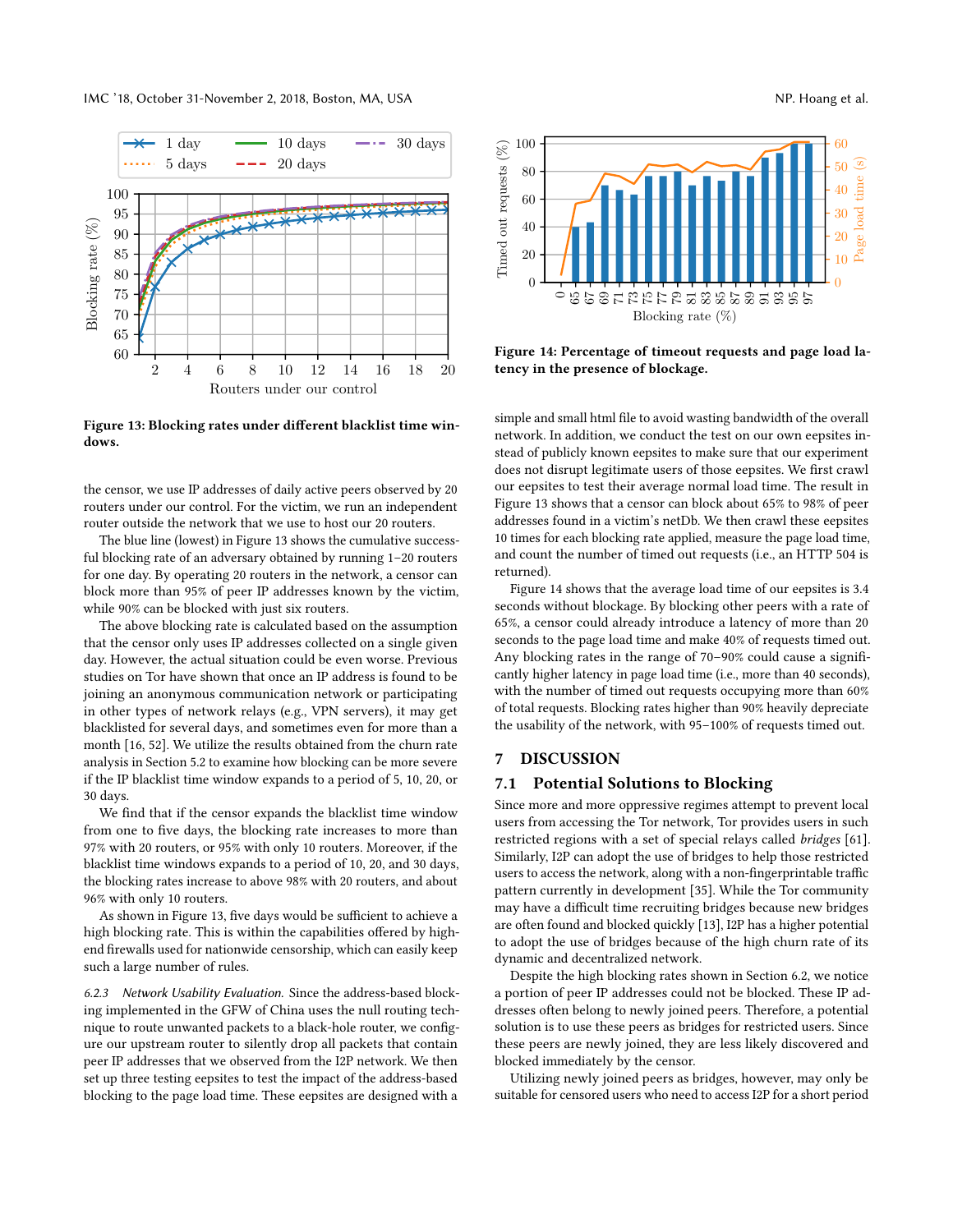Figure 13: Blocking rates under different blacklist time windows.

the censor, we use IP addresses of daily active peers observed by 20 routers under our control. For the victim, we run an independent router outside the network that we use to host our 20 routers.

The blue line (lowest) in Figure 13 shows the cumulative successful blocking rate of an adversary obtained by running 1–20 routers for one day. By operating 20 routers in the network, a censor can block more than 95% of peer IP addresses known by the victim, while 90% can be blocked with just six routers.

The above blocking rate is calculated based on the assumption that the censor only uses IP addresses collected on a single given day. However, the actual situation could be even worse. Previous studies on Tor have shown that once an IP address is found to be joining an anonymous communication network or participating in other types of network relays (e.g., VPN servers), it may get blacklisted for several days, and sometimes even for more than a month [16, 52]. We utilize the results obtained from the churn rate analysis in Section 5.2 to examine how blocking can be more severe if the IP blacklist time window expands to a period of 5, 10, 20, or 30 days.

We find that if the censor expands the blacklist time window from one to five days, the blocking rate increases to more than 97% with 20 routers, or 95% with only 10 routers. Moreover, if the blacklist time windows expands to a period of 10, 20, and 30 days, the blocking rates increase to above 98% with 20 routers, and about 96% with only 10 routers.

As shown in Figure 13, five days would be sufficient to achieve a high blocking rate. This is within the capabilities offered by high-end firewalls used for nationwide censorship, which can easily keep such a large number of rules.

*6.2.3 Network Usability Evaluation.* Since the address-based blocking implemented in the GFW of China uses the null routing technique to route unwanted packets to a black-hole router, we configure our upstream router to silently drop all packets that contain peer IP addresses that we observed from the I2P network. We then set up three testing eepsites to test the impact of the address-based blocking to the page load time. These eepsites are designed with a simple and small html file to avoid wasting bandwidth of the overall network. In addition, we conduct the test on our own eepsites instead of publicly known eepsites to make sure that our experiment does not disrupt legitimate users of those eepsites. We first crawl our eepsites to test their average normal load time. The result in Figure 13 shows that a censor can block about 65% to 98% of peer addresses found in a victim's netDb. We then crawl these eepsites 10 times for each blocking rate applied, measure the page load time, and count the number of timed out requests (i.e., an HTTP 504 is returned).

Figure 14: Percentage of timeout requests and page load latency in the presence of blockage.

Figure 14 shows that the average load time of our eepsites is 3.4 seconds without blockage. By blocking other peers with a rate of 65%, a censor could already introduce a latency of more than 20 seconds to the page load time and make 40% of requests timed out. Any blocking rates in the range of 70–90% could cause a significantly higher latency in page load time (i.e., more than 40 seconds), with the number of timed out requests occupying more than 60% of total requests. Blocking rates higher than 90% heavily depreciate the usability of the network, with 95–100% of requests timed out.

## 7 DISCUSSION

### 7.1 Potential Solutions to Blocking

Since more and more oppressive regimes attempt to prevent local users from accessing the Tor network, Tor provides users in such restricted regions with a set of special relays called *bridges* [61]. Similarly, I2P can adopt the use of bridges to help those restricted users to access the network, along with a non-fingerprintable traffic pattern currently in development [35]. While the Tor community may have a difficult time recruiting bridges because new bridges are often found and blocked quickly [13], I2P has a higher potential to adopt the use of bridges because of the high churn rate of its dynamic and decentralized network.

Despite the high blocking rates shown in Section 6.2, we notice a portion of peer IP addresses could not be blocked. These IP addresses often belong to newly joined peers. Therefore, a potential solution is to use these peers as bridges for restricted users. Since these peers are newly joined, they are less likely discovered and blocked immediately by the censor.

Utilizing newly joined peers as bridges, however, may only be suitable for censored users who need to access I2P for a short period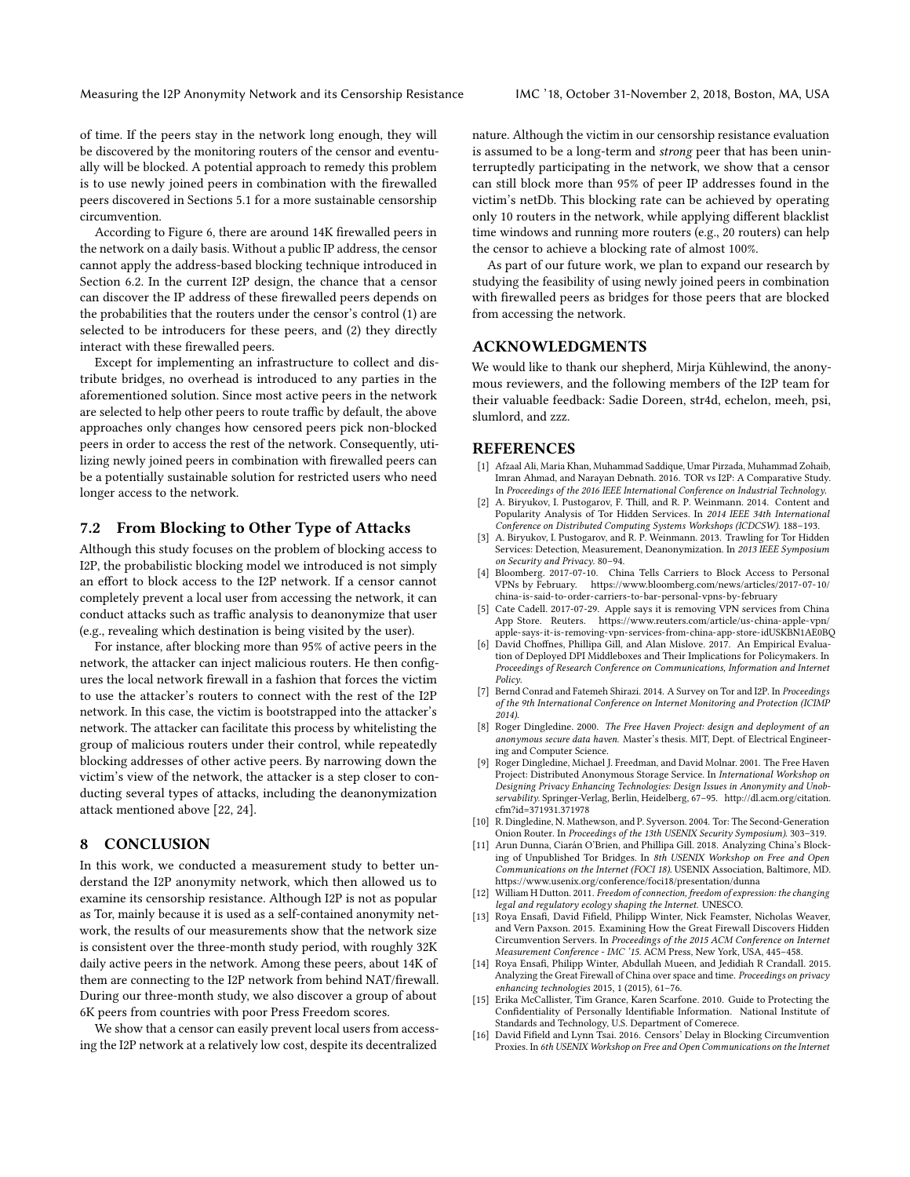of time. If the peers stay in the network long enough, they will be discovered by the monitoring routers of the censor and eventually will be blocked. A potential approach to remedy this problem is to use newly joined peers in combination with the firewalled peers discovered in Sections 5.1 for a more sustainable censorship circumvention.

According to Figure 6, there are around 14K firewalled peers in the network on a daily basis. Without a public IP address, the censor cannot apply the address-based blocking technique introduced in Section 6.2. In the current I2P design, the chance that a censor can discover the IP address of these firewalled peers depends on the probabilities that the routers under the censor's control (1) are selected to be introducers for these peers, and (2) they directly interact with these firewalled peers.

Except for implementing an infrastructure to collect and distribute bridges, no overhead is introduced to any parties in the aforementioned solution. Since most active peers in the network are selected to help other peers to route traffic by default, the above approaches only changes how censored peers pick non-blocked peers in order to access the rest of the network. Consequently, utilizing newly joined peers in combination with firewalled peers can be a potentially sustainable solution for restricted users who need longer access to the network.

## 7.2 From Blocking to Other Type of Attacks

Although this study focuses on the problem of blocking access to I2P, the probabilistic blocking model we introduced is not simply an effort to block access to the I2P network. If a censor cannot completely prevent a local user from accessing the network, it can conduct attacks such as traffic analysis to deanonymize that user (e.g., revealing which destination is being visited by the user).

For instance, after blocking more than 95% of active peers in the network, the attacker can inject malicious routers. He then configures the local network firewall in a fashion that forces the victim to use the attacker's routers to connect with the rest of the I2P network. In this case, the victim is bootstrapped into the attacker's network. The attacker can facilitate this process by whitelisting the group of malicious routers under their control, while repeatedly blocking addresses of other active peers. By narrowing down the victim's view of the network, the attacker is a step closer to conducting several types of attacks, including the deanonymization attack mentioned above [22, 24].

# 8 CONCLUSION

In this work, we conducted a measurement study to better understand the I2P anonymity network, which then allowed us to examine its censorship resistance. Although I2P is not as popular as Tor, mainly because it is used as a self-contained anonymity network, the results of our measurements show that the network size is consistent over the three-month study period, with roughly 32K daily active peers in the network. Among these peers, about 14K of them are connecting to the I2P network from behind NAT/firewall. During our three-month study, we also discover a group of about 6K peers from countries with poor Press Freedom scores.

We show that a censor can easily prevent local users from accessing the I2P network at a relatively low cost, despite its decentralized nature. Although the victim in our censorship resistance evaluation is assumed to be a long-term and *strong* peer that has been uninterruptedly participating in the network, we show that a censor can still block more than 95% of peer IP addresses found in the victim's netDb. This blocking rate can be achieved by operating only 10 routers in the network, while applying different blacklist time windows and running more routers (e.g., 20 routers) can help the censor to achieve a blocking rate of almost 100%.

As part of our future work, we plan to expand our research by studying the feasibility of using newly joined peers in combination with firewalled peers as bridges for those peers that are blocked from accessing the network.

# ACKNOWLEDGMENTS

We would like to thank our shepherd, Mirja Kühlewind, the anonymous reviewers, and the following members of the I2P team for their valuable feedback: Sadie Doreen, str4d, echelon, meeh, psi, slumlord, and zzz.

# REFERENCES

- [1] Afzaal Ali, Maria Khan, Muhammad Saddique, Umar Pirzada, Muhammad Zohaib, Imran Ahmad, and Narayan Debnath. 2016. TOR vs I2P: A Comparative Study. In *Proceedings of the 2016 IEEE International Conference on Industrial Technology*.
- [2] A. Biryukov, I. Pustogarov, F. Thill, and R. P. Weinmann. 2014. Content and Popularity Analysis of Tor Hidden Services. In *2014 IEEE 34th International Conference on Distributed Computing Systems Workshops (ICDCSW)*. 188–193.
- [3] A. Biryukov, I. Pustogarov, and R. P. Weinmann. 2013. Trawling for Tor Hidden Services: Detection, Measurement, Deanonymization. In *2013 IEEE Symposium on Security and Privacy*. 80–94.
- [4] Bloomberg. 2017-07-10. China Tells Carriers to Block Access to Personal VPNs by February. https://www.bloomberg.com/news/articles/2017-07-10/china-is-said-to-order-carriers-to-bar-personal-vpns-by-february
- [5] Cate Cadell. 2017-07-29. Apple says it is removing VPN services from China App Store. Reuters. https://www.reuters.com/article/us-china-apple-vpn/apple-says-it-is-removing-vpn-services-from-china-app-store-idUSKBN1AE0BQ
- [6] David Choffnes, Phillipa Gill, and Alan Mislove. 2017. An Empirical Evaluation of Deployed DPI Middleboxes and Their Implications for Policymakers. In *Proceedings of Research Conference on Communications, Information and Internet Policy*.
- [7] Bernd Conrad and Fatemeh Shirazi. 2014. A Survey on Tor and I2P. In *Proceedings of the 9th International Conference on Internet Monitoring and Protection (ICIMP 2014)*.
- [8] Roger Dingledine. 2000. *The Free Haven Project: design and deployment of an anonymous secure data haven.* Master's thesis. MIT, Dept. of Electrical Engineering and Computer Science.
- [9] Roger Dingledine, Michael J. Freedman, and David Molnar. 2001. The Free Haven Project: Distributed Anonymous Storage Service. In *International Workshop on Designing Privacy Enhancing Technologies: Design Issues in Anonymity and Unobservability*. Springer-Verlag, Berlin, Heidelberg, 67–95. http://dl.acm.org/citation.cfm?id=371931.371978
- [10] R. Dingledine, N. Mathewson, and P. Syverson. 2004. Tor: The Second-Generation Onion Router. In *Proceedings of the 13th USENIX Security Symposium)*. 303–319.
- [11] Arun Dunna, Ciarán O'Brien, and Phillipa Gill. 2018. Analyzing China's Blocking of Unpublished Tor Bridges. In *8th USENIX Workshop on Free and Open Communications on the Internet (FOCI 18)*. USENIX Association, Baltimore, MD. https://www.usenix.org/conference/foci18/presentation/dunna
- [12] William H Dutton. 2011. *Freedom of connection, freedom of expression: the changing legal and regulatory ecology shaping the Internet.* UNESCO.
- [13] Roya Ensafi, David Fifield, Philipp Winter, Nick Feamster, Nicholas Weaver, and Vern Paxson. 2015. Examining How the Great Firewall Discovers Hidden Circumvention Servers. In *Proceedings of the 2015 ACM Conference on Internet Measurement Conference - IMC '15*. ACM Press, New York, USA, 445–458.
- [14] Roya Ensafi, Philipp Winter, Abdullah Mueen, and Jedidiah R Crandall. 2015. Analyzing the Great Firewall of China over space and time. *Proceedings on privacy enhancing technologies* 2015, 1 (2015), 61–76.
- [15] Erika McCallister, Tim Grance, Karen Scarfone. 2010. Guide to Protecting the Confidentiality of Personally Identifiable Information. National Institute of Standards and Technology, U.S. Department of Comerece.
- [16] David Fifield and Lynn Tsai. 2016. Censors' Delay in Blocking Circumvention Proxies. In *6th USENIX Workshop on Free and Open Communications on the Internet*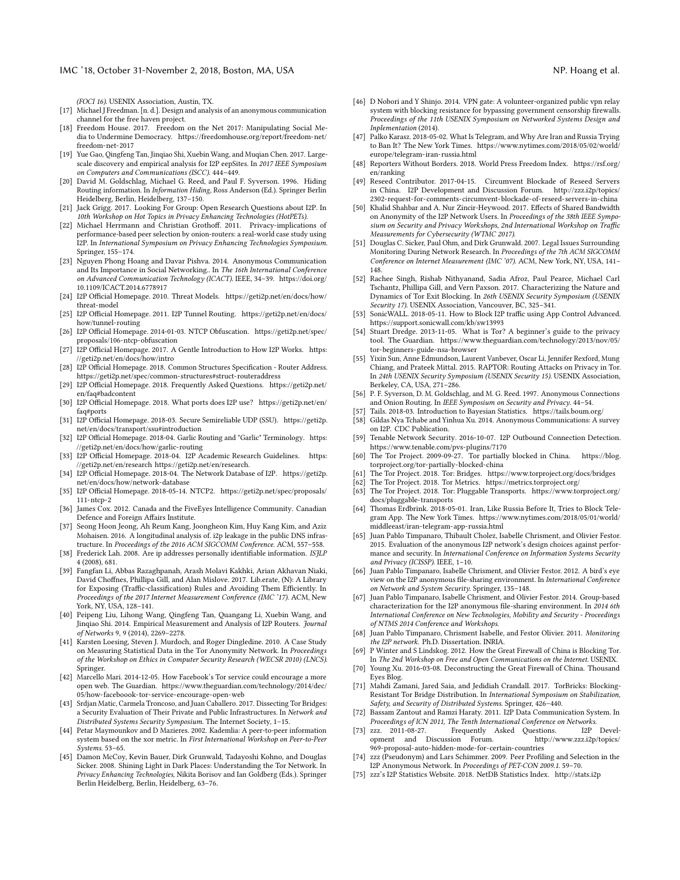(FOCI 16). USENIX Association, Austin, TX.

[17] Michael J Freedman. [n. d.]. Design and analysis of an anonymous communication channel for the free haven project.

[18] Freedom House. 2017. Freedom on the Net 2017: Manipulating Social Media to Undermine Democracy. https://freedomhouse.org/report/freedom-net/freedom-net-2017

[19] Yue Gao, Qingfeng Tan, Jinqiao Shi, Xuebin Wang, and Muqian Chen. 2017. Large-scale discovery and empirical analysis for I2P eepSites. In *2017 IEEE Symposium on Computers and Communications (ISCC)*. 444–449.

[20] David M. Goldschlag, Michael G. Reed, and Paul F. Syverson. 1996. Hiding Routing information. In *Information Hiding*, Ross Anderson (Ed.). Springer Berlin Heidelberg, Berlin, Heidelberg, 137–150.

[21] Jack Grigg. 2017. Looking For Group: Open Research Questions about I2P. In *10th Workshop on Hot Topics in Privacy Enhancing Technologies (HotPETs)*.

[22] Michael Herrmann and Christian Grothoff. 2011. Privacy-implications of performance-based peer selection by onion-routers: a real-world case study using I2P. In *International Symposium on Privacy Enhancing Technologies Symposium*. Springer, 155–174.

[23] Nguyen Phong Hoang and Davar Pishva. 2014. Anonymous Communication and Its Importance in Social Networking.. In *The 16th International Conference on Advanced Communication Technology (ICACT)*. IEEE, 34–39. https://doi.org/10.1109/ICACT.2014.6778917

[24] I2P Official Homepage. 2010. Threat Models. https://geti2p.net/en/docs/how/threat-model

[25] I2P Official Homepage. 2011. I2P Tunnel Routing. https://geti2p.net/en/docs/how/tunnel-routing

[26] I2P Official Homepage. 2014-01-03. NTCP Obfuscation. https://geti2p.net/spec/proposals/106-ntcp-obfuscation

[27] I2P Official Homepage. 2017. A Gentle Introduction to How I2P Works. https://geti2p.net/en/docs/how/intro

[28] I2P Official Homepage. 2018. Common Structures Specification - Router Address. https://geti2p.net/spec/common-structures#struct-routeraddress

[29] I2P Official Homepage. 2018. Frequently Asked Questions. https://geti2p.net/en/faq#badcontent

[30] I2P Official Homepage. 2018. What ports does I2P use? https://geti2p.net/en/faq#ports

[31] I2P Official Homepage. 2018-03. Secure Semireliable UDP (SSU). https://geti2p.net/en/docs/transport/ssu#introduction

[32] I2P Official Homepage. 2018-04. Garlic Routing and "Garlic" Terminology. https://geti2p.net/en/docs/how/garlic-routing

[33] I2P Official Homepage. 2018-04. I2P Academic Research Guidelines. https://geti2p.net/en/research https://geti2p.net/en/research.

[34] I2P Official Homepage. 2018-04. The Network Database of I2P. https://geti2p.net/en/docs/how/network-database

[35] I2P Official Homepage. 2018-05-14. NTCP2. https://geti2p.net/spec/proposals/111-ntcp-2

[36] James Cox. 2012. Canada and the FiveEyes Intelligence Community. Canadian Defence and Foreign Affairs Institute.

[37] Seong Hoon Jeong, Ah Reum Kang, Joongheon Kim, Huy Kang Kim, and Aziz Mohaisen. 2016. A longitudinal analysis of. i2p leakage in the public DNS infrastructure. In *Proceedings of the 2016 ACM SIGCOMM Conference*. ACM, 557–558.

[38] Frederick Lah. 2008. Are ip addresses personally identifiable information. *ISJLP* 4 (2008), 681.

[39] Fangfan Li, Abbas Razaghpanah, Arash Molavi Kakhki, Arian Akhavan Niaki, David Choffnes, Phillipa Gill, and Alan Mislove. 2017. Lib•erate, (N): A Library for Exposing (Traffic-classification) Rules and Avoiding Them Efficiently. In *Proceedings of the 2017 Internet Measurement Conference (IMC '17)*. ACM, New York, NY, USA, 128–141.

[40] Peipeng Liu, Lihong Wang, Qingfeng Tan, Quangang Li, Xuebin Wang, and Jinqiao Shi. 2014. Empirical Measurement and Analysis of I2P Routers. *Journal of Networks* 9, 9 (2014), 2269–2278.

[41] Karsten Loesing, Steven J. Murdoch, and Roger Dingledine. 2010. A Case Study on Measuring Statistical Data in the Tor Anonymity Network. In *Proceedings of the Workshop on Ethics in Computer Security Research (WECSR 2010) (LNCS)*. Springer.

[42] Marcello Mari. 2014-12-05. How Facebook's Tor service could encourage a more open web. The Guardian. https://www.theguardian.com/technology/2014/dec/05/how-faceboook-tor-service-encourage-open-web

[43] Srdjan Matic, Carmela Troncoso, and Juan Caballero. 2017. Dissecting Tor Bridges: a Security Evaluation of Their Private and Public Infrastructures. In *Network and Distributed Systems Security Symposium*. The Internet Society, 1–15.

[44] Petar Maymounkov and D Mazieres. 2002. Kademlia: A peer-to-peer information system based on the xor metric. In *First International Workshop on Peer-to-Peer Systems*. 53–65.

[45] Damon McCoy, Kevin Bauer, Dirk Grunwald, Tadayoshi Kohno, and Douglas Sicker. 2008. Shining Light in Dark Places: Understanding the Tor Network. In *Privacy Enhancing Technologies*, Nikita Borisov and Ian Goldberg (Eds.). Springer Berlin Heidelberg, Berlin, Heidelberg, 63–76.

[46] D Nobori and Y Shinjo. 2014. VPN gate: A volunteer-organized public vpn relay system with blocking resistance for bypassing government censorship firewalls. *Proceedings of the 11th USENIX Symposium on Networked Systems Design and Inplementation* (2014).

[47] Palko Karasz. 2018-05-02. What Is Telegram, and Why Are Iran and Russia Trying to Ban It? The New York Times. https://www.nytimes.com/2018/05/02/world/europe/telegram-iran-russia.html

[48] Reporters Without Borders. 2018. World Press Freedom Index. https://rsf.org/en/ranking

[49] Reseed Contributor. 2017-04-15. Circumvent Blockade of Reseed Servers in China. I2P Development and Discussion Forum. http://zzz.i2p/topics/2302-request-for-comments-circumvent-blockade-of-reseed-servers-in-china

[50] Khalid Shahbar and A. Nur Zincir-Heywood. 2017. Effects of Shared Bandwidth on Anonymity of the I2P Network Users. In *Proceedings of the 38th IEEE Symposium on Security and Privacy Workshops, 2nd International Workshop on Traffic Measurements for Cybersecurity (WTMC 2017)*.

[51] Douglas C. Sicker, Paul Ohm, and Dirk Grunwald. 2007. Legal Issues Surrounding Monitoring During Network Research. In *Proceedings of the 7th ACM SIGCOMM Conference on Internet Measurement (IMC '07)*. ACM, New York, NY, USA, 141–148.

[52] Rachee Singh, Rishab Nithyanand, Sadia Afroz, Paul Pearce, Michael Carl Tschantz, Phillipa Gill, and Vern Paxson. 2017. Characterizing the Nature and Dynamics of Tor Exit Blocking. In *26th USENIX Security Symposium (USENIX Security 17)*. USENIX Association, Vancouver, BC, 325–341.

[53] SonicWALL. 2018-05-11. How to Block I2P traffic using App Control Advanced. https://support.sonicwall.com/kb/sw13993

[54] Stuart Dredge. 2013-11-05. What is Tor? A beginner's guide to the privacy tool. The Guardian. https://www.theguardian.com/technology/2013/nov/05/tor-beginners-guide-nsa-browser

[55] Yixin Sun, Anne Edmundson, Laurent Vanbever, Oscar Li, Jennifer Rexford, Mung Chiang, and Prateek Mittal. 2015. RAPTOR: Routing Attacks on Privacy in Tor. In *24th USENIX Security Symposium (USENIX Security 15)*. USENIX Association, Berkeley, CA, USA, 271–286.

[56] P. F. Syverson, D. M. Goldschlag, and M. G. Reed. 1997. Anonymous Connections and Onion Routing. In *IEEE Symposium on Security and Privacy*. 44–54.

[57] Tails. 2018-03. Introduction to Bayesian Statistics. https://tails.boum.org/

[58] Gildas Nya Tchabe and Yinhua Xu. 2014. Anonymous Communications: A survey on I2P. CDC Publication.

[59] Tenable Network Security. 2016-10-07. I2P Outbound Connection Detection. https://www.tenable.com/pvs-plugins/7170

[60] The Tor Project. 2009-09-27. Tor partially blocked in China. https://blog.torproject.org/tor-partially-blocked-china

[61] The Tor Project. 2018. Tor: Bridges. https://www.torproject.org/docs/bridges

[62] The Tor Project. 2018. Tor Metrics. https://metrics.torproject.org/

[63] The Tor Project. 2018. Tor: Pluggable Transports. https://www.torproject.org/docs/pluggable-transports

[64] Thomas Erdbrink. 2018-05-01. Iran, Like Russia Before It, Tries to Block Telegram App. The New York Times. https://www.nytimes.com/2018/05/01/world/middleeast/iran-telegram-app-russia.html

[65] Juan Pablo Timpanaro, Thibault Cholez, Isabelle Chrisment, and Olivier Festor. 2015. Evaluation of the anonymous I2P network's design choices against performance and security. In *International Conference on Information Systems Security and Privacy (ICISSP)*. IEEE, 1–10.

[66] Juan Pablo Timpanaro, Isabelle Chrisment, and Olivier Festor. 2012. A bird's eye view on the I2P anonymous file-sharing environment. In *International Conference on Network and System Security*. Springer, 135–148.

[67] Juan Pablo Timpanaro, Isabelle Chrisment, and Olivier Festor. 2014. Group-based characterization for the I2P anonymous file-sharing environment. In *2014 6th International Conference on New Technologies, Mobility and Security - Proceedings of NTMS 2014 Conference and Workshops*.

[68] Juan Pablo Timpanaro, Chrisment Isabelle, and Festor Olivier. 2011. *Monitoring the I2P network*. Ph.D. Dissertation. INRIA.

[69] P Winter and S Lindskog. 2012. How the Great Firewall of China is Blocking Tor. In *The 2nd Workshop on Free and Open Communications on the Internet*. USENIX.

[70] Young Xu. 2016-03-08. Deconstructing the Great Firewall of China. Thousand Eyes Blog.

[71] Mahdi Zamani, Jared Saia, and Jedidiah Crandall. 2017. TorBricks: Blocking-Resistant Tor Bridge Distribution. In *International Symposium on Stabilization, Safety, and Security of Distributed Systems*. Springer, 426–440.

[72] Bassam Zantout and Ramzi Haraty. 2011. I2P Data Communication System. In *Proceedings of ICN 2011, The Tenth International Conference on Networks*.

[73] zzz. 2011-08-27. Frequently Asked Questions. I2P Development and Discussion Forum. http://www.zzz.i2p/topics/969-proposal-auto-hidden-mode-for-certain-countries

[74] zzz (Pseudonym) and Lars Schimmer. 2009. Peer Profiling and Selection in the I2P Anonymous Network. In *Proceedings of PET-CON 2009.1*. 59–70.

[75] zzz's I2P Statistics Website. 2018. NetDB Statistics Index. http://stats.i2p